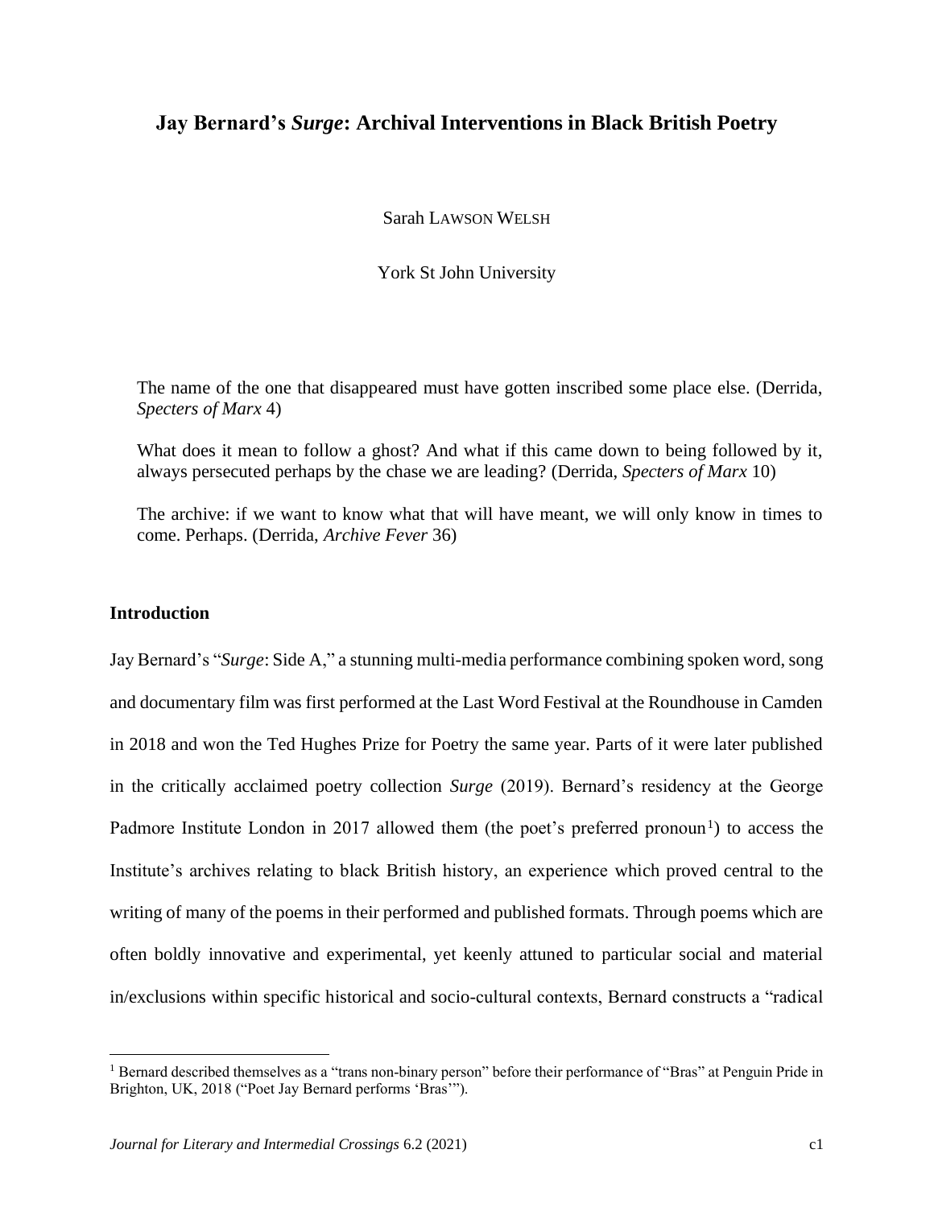# Jay Bernard's *Surge*: Archival Interventions in Black British Poetry

Sarah LAWSON WELSH

York St John University

> The name of the one that disappeared must have gotten inscribed some place else. (Derrida, *Specters of Marx* 4)
>
> What does it mean to follow a ghost? And what if this came down to being followed by it, always persecuted perhaps by the chase we are leading? (Derrida, *Specters of Marx* 10)
>
> The archive: if we want to know what that will have meant, we will only know in times to come. Perhaps. (Derrida, *Archive Fever* 36)

## Introduction

Jay Bernard's "*Surge*: Side A," a stunning multi-media performance combining spoken word, song and documentary film was first performed at the Last Word Festival at the Roundhouse in Camden in 2018 and won the Ted Hughes Prize for Poetry the same year. Parts of it were later published in the critically acclaimed poetry collection *Surge* (2019). Bernard's residency at the George Padmore Institute London in 2017 allowed them (the poet's preferred pronoun[1]) to access the Institute's archives relating to black British history, an experience which proved central to the writing of many of the poems in their performed and published formats. Through poems which are often boldly innovative and experimental, yet keenly attuned to particular social and material in/exclusions within specific historical and socio-cultural contexts, Bernard constructs a "radical

[1] Bernard described themselves as a "trans non-binary person" before their performance of "Bras" at Penguin Pride in Brighton, UK, 2018 ("Poet Jay Bernard performs 'Bras'").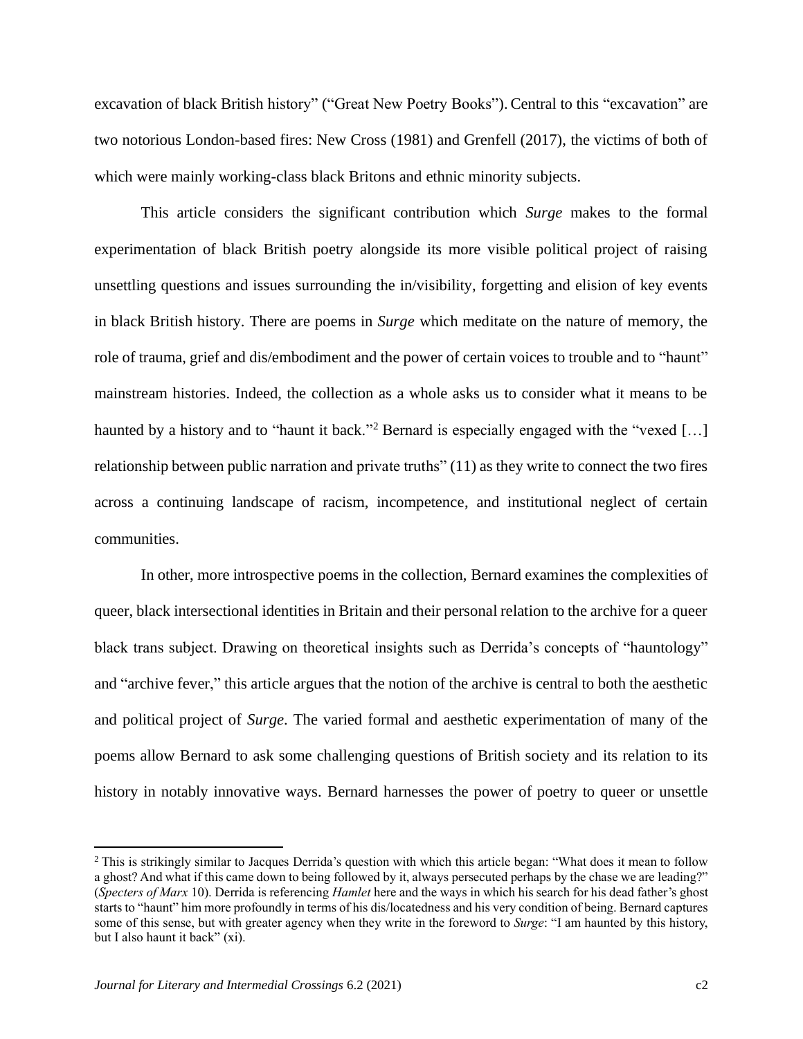excavation of black British history" ("Great New Poetry Books"). Central to this "excavation" are two notorious London-based fires: New Cross (1981) and Grenfell (2017), the victims of both of which were mainly working-class black Britons and ethnic minority subjects.

This article considers the significant contribution which *Surge* makes to the formal experimentation of black British poetry alongside its more visible political project of raising unsettling questions and issues surrounding the in/visibility, forgetting and elision of key events in black British history. There are poems in *Surge* which meditate on the nature of memory, the role of trauma, grief and dis/embodiment and the power of certain voices to trouble and to "haunt" mainstream histories. Indeed, the collection as a whole asks us to consider what it means to be haunted by a history and to "haunt it back."[2] Bernard is especially engaged with the "vexed […] relationship between public narration and private truths" (11) as they write to connect the two fires across a continuing landscape of racism, incompetence, and institutional neglect of certain communities.

In other, more introspective poems in the collection, Bernard examines the complexities of queer, black intersectional identities in Britain and their personal relation to the archive for a queer black trans subject. Drawing on theoretical insights such as Derrida's concepts of "hauntology" and "archive fever," this article argues that the notion of the archive is central to both the aesthetic and political project of *Surge*. The varied formal and aesthetic experimentation of many of the poems allow Bernard to ask some challenging questions of British society and its relation to its history in notably innovative ways. Bernard harnesses the power of poetry to queer or unsettle

---

[2] This is strikingly similar to Jacques Derrida's question with which this article began: "What does it mean to follow a ghost? And what if this came down to being followed by it, always persecuted perhaps by the chase we are leading?" (*Specters of Marx* 10). Derrida is referencing *Hamlet* here and the ways in which his search for his dead father's ghost starts to "haunt" him more profoundly in terms of his dis/locatedness and his very condition of being. Bernard captures some of this sense, but with greater agency when they write in the foreword to *Surge*: "I am haunted by this history, but I also haunt it back" (xi).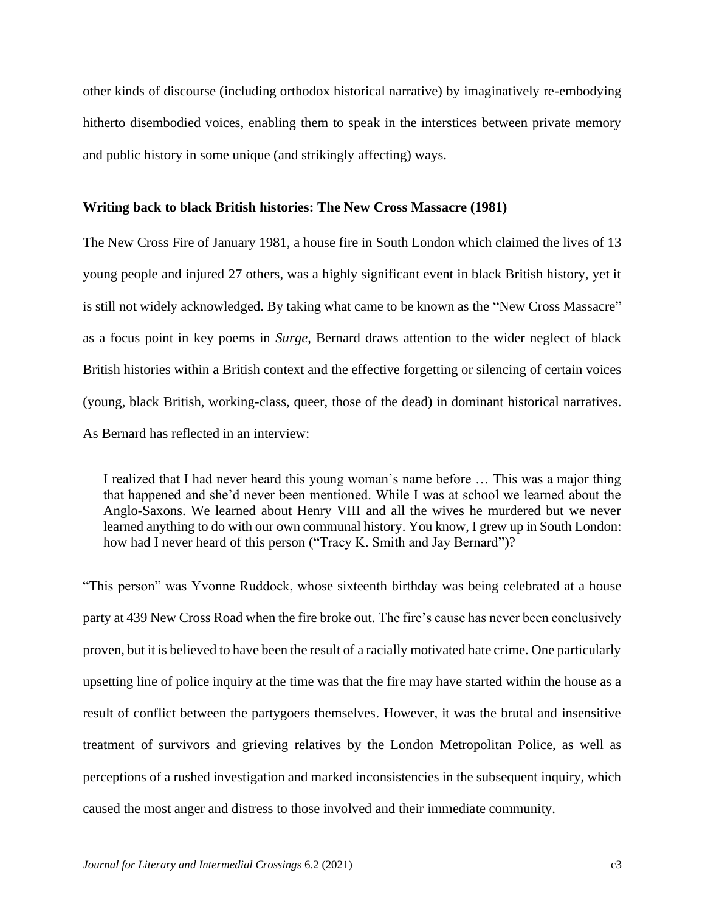other kinds of discourse (including orthodox historical narrative) by imaginatively re-embodying hitherto disembodied voices, enabling them to speak in the interstices between private memory and public history in some unique (and strikingly affecting) ways.

### Writing back to black British histories: The New Cross Massacre (1981)

The New Cross Fire of January 1981, a house fire in South London which claimed the lives of 13 young people and injured 27 others, was a highly significant event in black British history, yet it is still not widely acknowledged. By taking what came to be known as the "New Cross Massacre" as a focus point in key poems in *Surge*, Bernard draws attention to the wider neglect of black British histories within a British context and the effective forgetting or silencing of certain voices (young, black British, working-class, queer, those of the dead) in dominant historical narratives. As Bernard has reflected in an interview:

> I realized that I had never heard this young woman's name before … This was a major thing that happened and she'd never been mentioned. While I was at school we learned about the Anglo-Saxons. We learned about Henry VIII and all the wives he murdered but we never learned anything to do with our own communal history. You know, I grew up in South London: how had I never heard of this person ("Tracy K. Smith and Jay Bernard")?

"This person" was Yvonne Ruddock, whose sixteenth birthday was being celebrated at a house party at 439 New Cross Road when the fire broke out. The fire's cause has never been conclusively proven, but it is believed to have been the result of a racially motivated hate crime. One particularly upsetting line of police inquiry at the time was that the fire may have started within the house as a result of conflict between the partygoers themselves. However, it was the brutal and insensitive treatment of survivors and grieving relatives by the London Metropolitan Police, as well as perceptions of a rushed investigation and marked inconsistencies in the subsequent inquiry, which caused the most anger and distress to those involved and their immediate community.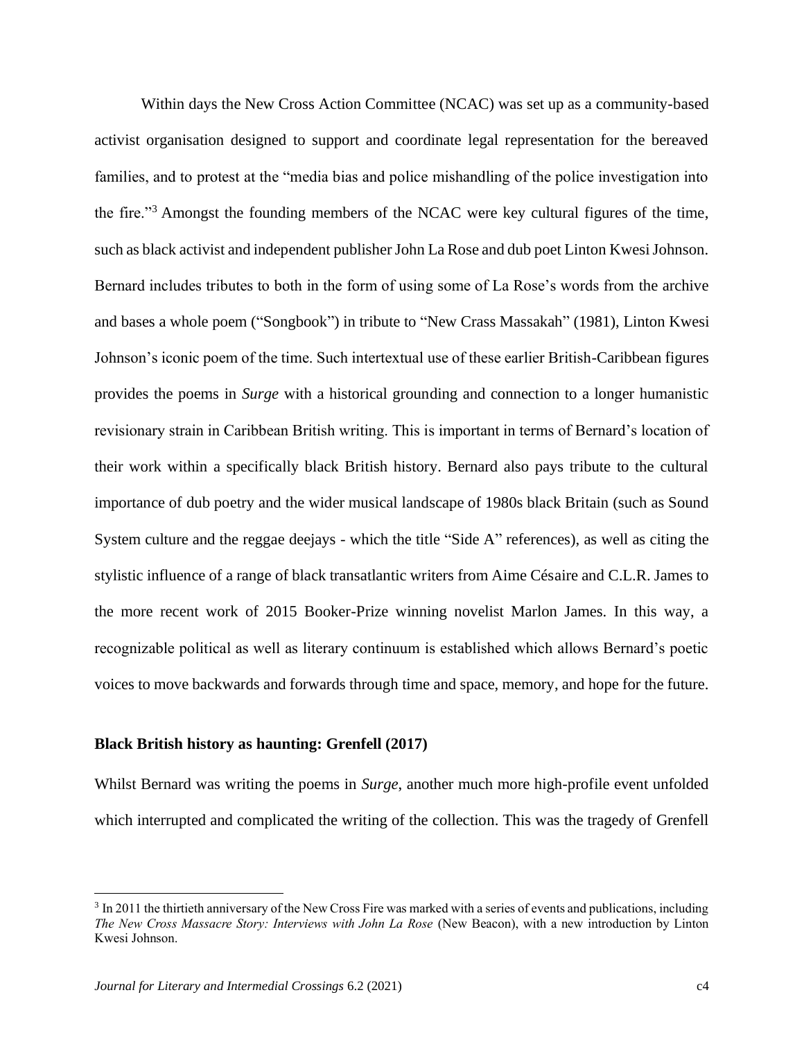Within days the New Cross Action Committee (NCAC) was set up as a community-based activist organisation designed to support and coordinate legal representation for the bereaved families, and to protest at the "media bias and police mishandling of the police investigation into the fire."[3] Amongst the founding members of the NCAC were key cultural figures of the time, such as black activist and independent publisher John La Rose and dub poet Linton Kwesi Johnson. Bernard includes tributes to both in the form of using some of La Rose's words from the archive and bases a whole poem ("Songbook") in tribute to "New Crass Massakah" (1981), Linton Kwesi Johnson's iconic poem of the time. Such intertextual use of these earlier British-Caribbean figures provides the poems in *Surge* with a historical grounding and connection to a longer humanistic revisionary strain in Caribbean British writing. This is important in terms of Bernard's location of their work within a specifically black British history. Bernard also pays tribute to the cultural importance of dub poetry and the wider musical landscape of 1980s black Britain (such as Sound System culture and the reggae deejays - which the title "Side A" references), as well as citing the stylistic influence of a range of black transatlantic writers from Aime Césaire and C.L.R. James to the more recent work of 2015 Booker-Prize winning novelist Marlon James. In this way, a recognizable political as well as literary continuum is established which allows Bernard's poetic voices to move backwards and forwards through time and space, memory, and hope for the future.

**Black British history as haunting: Grenfell (2017)**

Whilst Bernard was writing the poems in *Surge*, another much more high-profile event unfolded which interrupted and complicated the writing of the collection. This was the tragedy of Grenfell

[3] In 2011 the thirtieth anniversary of the New Cross Fire was marked with a series of events and publications, including *The New Cross Massacre Story: Interviews with John La Rose* (New Beacon), with a new introduction by Linton Kwesi Johnson.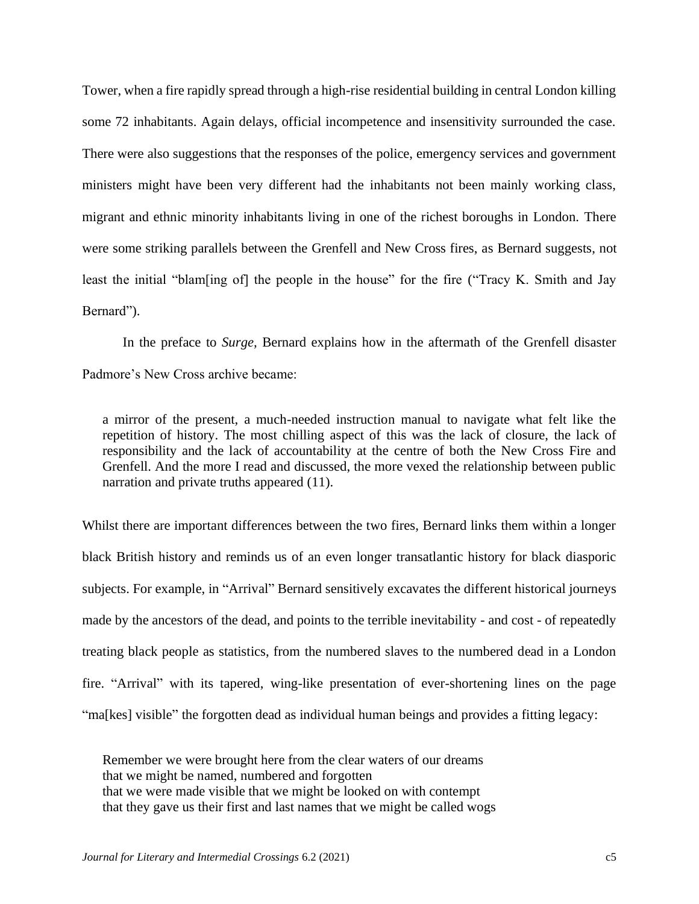Tower, when a fire rapidly spread through a high-rise residential building in central London killing some 72 inhabitants. Again delays, official incompetence and insensitivity surrounded the case. There were also suggestions that the responses of the police, emergency services and government ministers might have been very different had the inhabitants not been mainly working class, migrant and ethnic minority inhabitants living in one of the richest boroughs in London. There were some striking parallels between the Grenfell and New Cross fires, as Bernard suggests, not least the initial "blam[ing of] the people in the house" for the fire ("Tracy K. Smith and Jay Bernard").

In the preface to *Surge,* Bernard explains how in the aftermath of the Grenfell disaster Padmore's New Cross archive became:

> a mirror of the present, a much-needed instruction manual to navigate what felt like the repetition of history. The most chilling aspect of this was the lack of closure, the lack of responsibility and the lack of accountability at the centre of both the New Cross Fire and Grenfell. And the more I read and discussed, the more vexed the relationship between public narration and private truths appeared (11).

Whilst there are important differences between the two fires, Bernard links them within a longer black British history and reminds us of an even longer transatlantic history for black diasporic subjects. For example, in "Arrival" Bernard sensitively excavates the different historical journeys made by the ancestors of the dead, and points to the terrible inevitability - and cost - of repeatedly treating black people as statistics, from the numbered slaves to the numbered dead in a London fire. "Arrival" with its tapered, wing-like presentation of ever-shortening lines on the page "ma[kes] visible" the forgotten dead as individual human beings and provides a fitting legacy:

> Remember we were brought here from the clear waters of our dreams
> that we might be named, numbered and forgotten
> that we were made visible that we might be looked on with contempt
> that they gave us their first and last names that we might be called wogs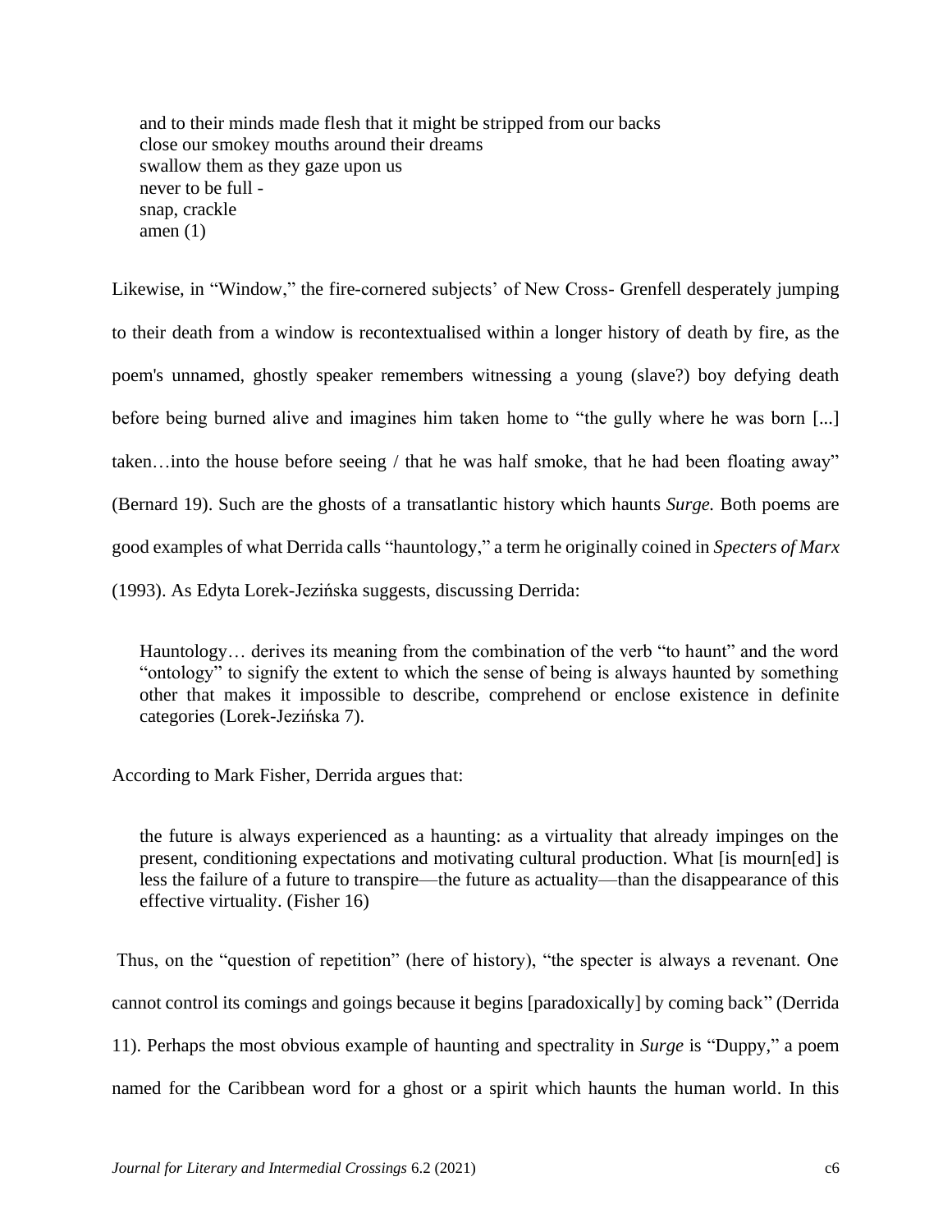> and to their minds made flesh that it might be stripped from our backs
> close our smokey mouths around their dreams
> swallow them as they gaze upon us
> never to be full -
> snap, crackle
> amen (1)

Likewise, in "Window," the fire-cornered subjects' of New Cross- Grenfell desperately jumping to their death from a window is recontextualised within a longer history of death by fire, as the poem's unnamed, ghostly speaker remembers witnessing a young (slave?) boy defying death before being burned alive and imagines him taken home to "the gully where he was born [...] taken…into the house before seeing / that he was half smoke, that he had been floating away" (Bernard 19). Such are the ghosts of a transatlantic history which haunts *Surge.* Both poems are good examples of what Derrida calls "hauntology," a term he originally coined in *Specters of Marx* (1993). As Edyta Lorek-Jezińska suggests, discussing Derrida:

> Hauntology… derives its meaning from the combination of the verb "to haunt" and the word "ontology" to signify the extent to which the sense of being is always haunted by something other that makes it impossible to describe, comprehend or enclose existence in definite categories (Lorek-Jezińska 7).

According to Mark Fisher, Derrida argues that:

> the future is always experienced as a haunting: as a virtuality that already impinges on the present, conditioning expectations and motivating cultural production. What [is mourn[ed] is less the failure of a future to transpire—the future as actuality—than the disappearance of this effective virtuality. (Fisher 16)

Thus, on the "question of repetition" (here of history), "the specter is always a revenant. One cannot control its comings and goings because it begins [paradoxically] by coming back" (Derrida 11). Perhaps the most obvious example of haunting and spectrality in *Surge* is "Duppy," a poem named for the Caribbean word for a ghost or a spirit which haunts the human world. In this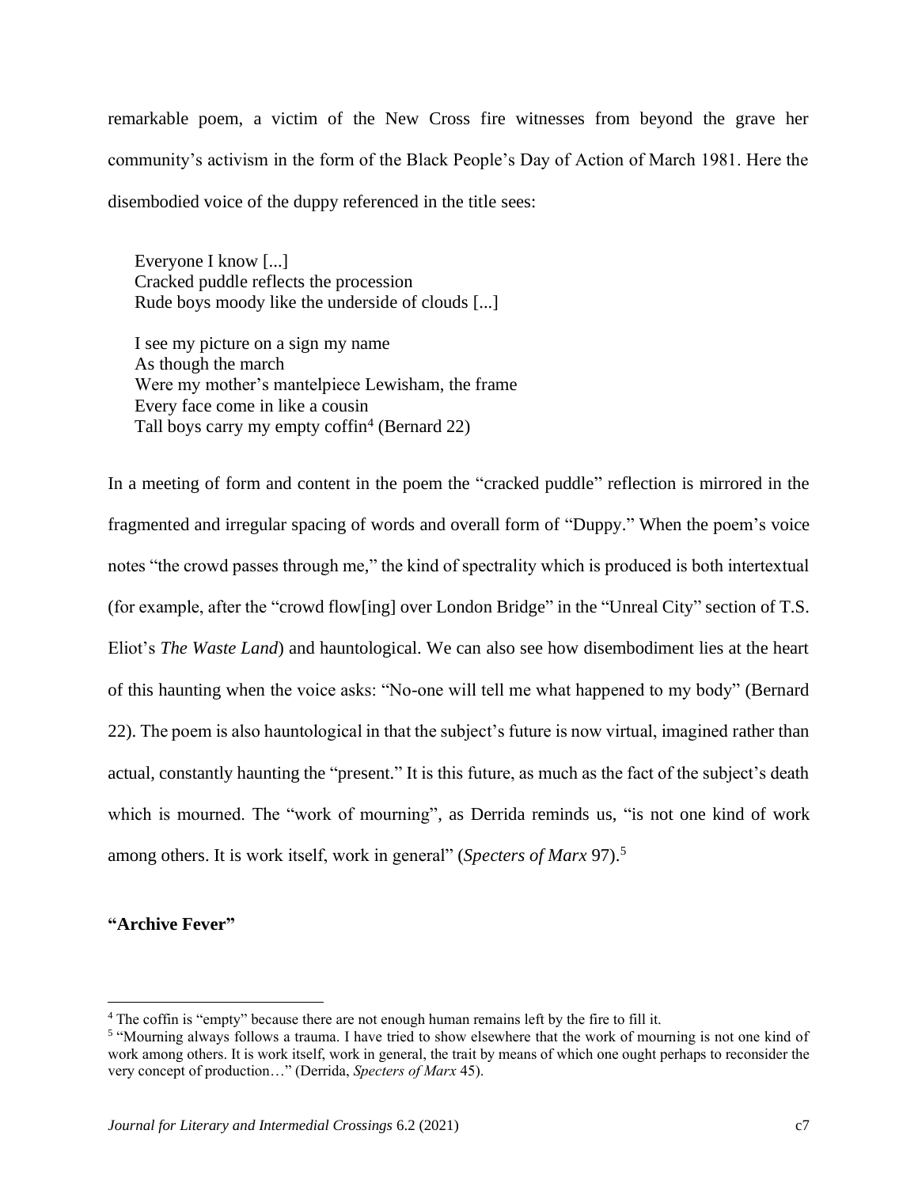remarkable poem, a victim of the New Cross fire witnesses from beyond the grave her community's activism in the form of the Black People's Day of Action of March 1981. Here the disembodied voice of the duppy referenced in the title sees:

> Everyone I know [...]  
> Cracked puddle reflects the procession  
> Rude boys moody like the underside of clouds [...]
>
> I see my picture on a sign my name  
> As though the march  
> Were my mother's mantelpiece Lewisham, the frame  
> Every face come in like a cousin  
> Tall boys carry my empty coffin[4] (Bernard 22)

In a meeting of form and content in the poem the "cracked puddle" reflection is mirrored in the fragmented and irregular spacing of words and overall form of "Duppy." When the poem's voice notes "the crowd passes through me," the kind of spectrality which is produced is both intertextual (for example, after the "crowd flow[ing] over London Bridge" in the "Unreal City" section of T.S. Eliot's *The Waste Land*) and hauntological. We can also see how disembodiment lies at the heart of this haunting when the voice asks: "No-one will tell me what happened to my body" (Bernard 22). The poem is also hauntological in that the subject's future is now virtual, imagined rather than actual, constantly haunting the "present." It is this future, as much as the fact of the subject's death which is mourned. The "work of mourning", as Derrida reminds us, "is not one kind of work among others. It is work itself, work in general" (*Specters of Marx* 97).[5]

## "Archive Fever"

[4] The coffin is "empty" because there are not enough human remains left by the fire to fill it.

[5] "Mourning always follows a trauma. I have tried to show elsewhere that the work of mourning is not one kind of work among others. It is work itself, work in general, the trait by means of which one ought perhaps to reconsider the very concept of production…" (Derrida, *Specters of Marx* 45).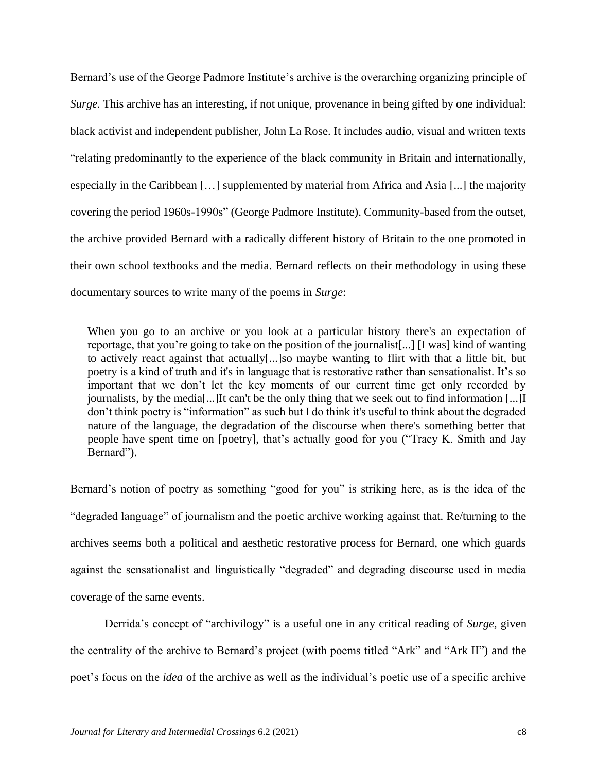Bernard's use of the George Padmore Institute's archive is the overarching organizing principle of *Surge.* This archive has an interesting, if not unique, provenance in being gifted by one individual: black activist and independent publisher, John La Rose. It includes audio, visual and written texts "relating predominantly to the experience of the black community in Britain and internationally, especially in the Caribbean […] supplemented by material from Africa and Asia [...] the majority covering the period 1960s-1990s" (George Padmore Institute). Community-based from the outset, the archive provided Bernard with a radically different history of Britain to the one promoted in their own school textbooks and the media. Bernard reflects on their methodology in using these documentary sources to write many of the poems in *Surge*:

> When you go to an archive or you look at a particular history there's an expectation of reportage, that you're going to take on the position of the journalist[...] [I was] kind of wanting to actively react against that actually[...]so maybe wanting to flirt with that a little bit, but poetry is a kind of truth and it's in language that is restorative rather than sensationalist. It's so important that we don't let the key moments of our current time get only recorded by journalists, by the media[...]It can't be the only thing that we seek out to find information [...]I don't think poetry is "information" as such but I do think it's useful to think about the degraded nature of the language, the degradation of the discourse when there's something better that people have spent time on [poetry], that's actually good for you ("Tracy K. Smith and Jay Bernard").

Bernard's notion of poetry as something "good for you" is striking here, as is the idea of the "degraded language" of journalism and the poetic archive working against that. Re/turning to the archives seems both a political and aesthetic restorative process for Bernard, one which guards against the sensationalist and linguistically "degraded" and degrading discourse used in media coverage of the same events.

Derrida's concept of "archivilogy" is a useful one in any critical reading of *Surge,* given the centrality of the archive to Bernard's project (with poems titled "Ark" and "Ark II") and the poet's focus on the *idea* of the archive as well as the individual's poetic use of a specific archive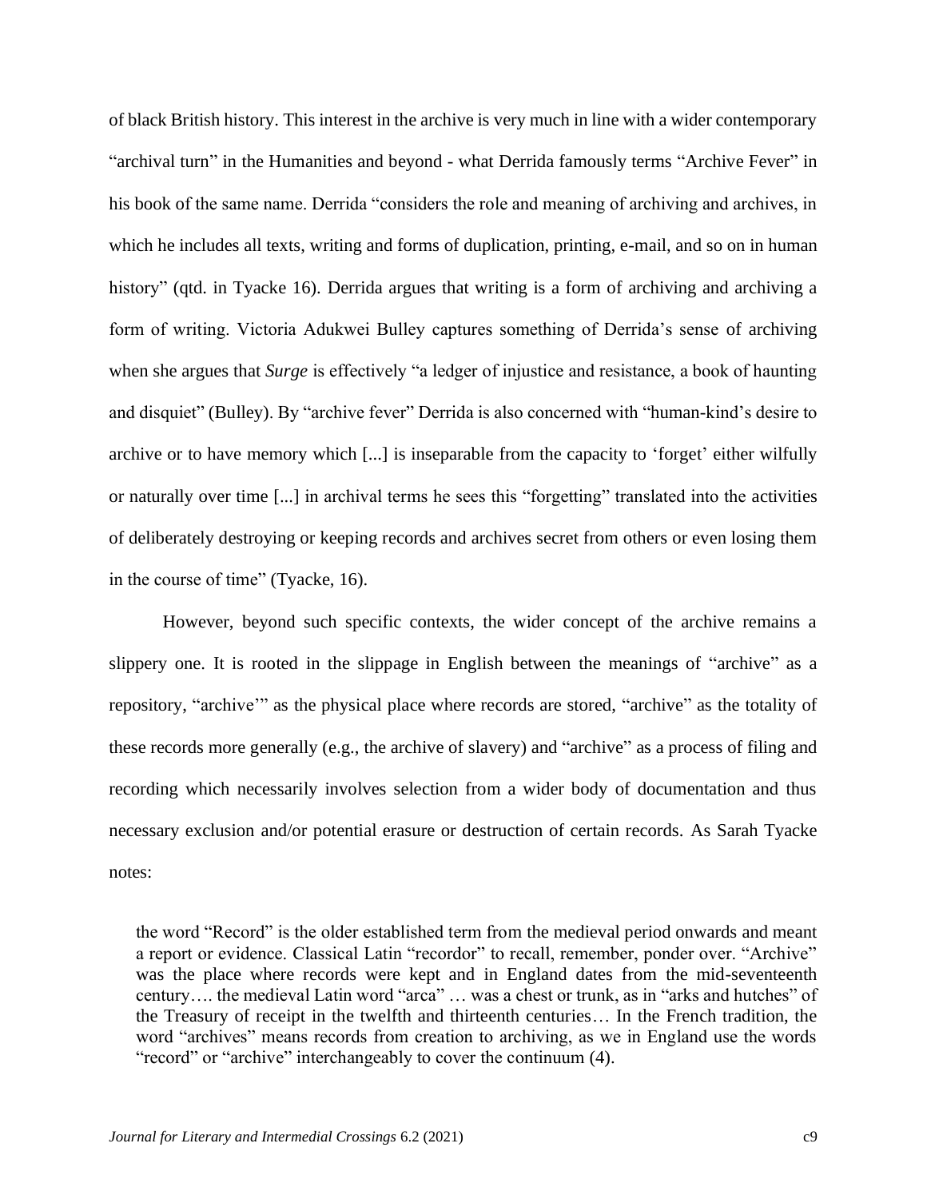of black British history. This interest in the archive is very much in line with a wider contemporary "archival turn" in the Humanities and beyond - what Derrida famously terms "Archive Fever" in his book of the same name. Derrida "considers the role and meaning of archiving and archives, in which he includes all texts, writing and forms of duplication, printing, e-mail, and so on in human history" (qtd. in Tyacke 16). Derrida argues that writing is a form of archiving and archiving a form of writing. Victoria Adukwei Bulley captures something of Derrida's sense of archiving when she argues that *Surge* is effectively "a ledger of injustice and resistance, a book of haunting and disquiet" (Bulley). By "archive fever" Derrida is also concerned with "human-kind's desire to archive or to have memory which [...] is inseparable from the capacity to 'forget' either wilfully or naturally over time [...] in archival terms he sees this "forgetting" translated into the activities of deliberately destroying or keeping records and archives secret from others or even losing them in the course of time" (Tyacke, 16).

However, beyond such specific contexts, the wider concept of the archive remains a slippery one. It is rooted in the slippage in English between the meanings of "archive" as a repository, "archive'" as the physical place where records are stored, "archive" as the totality of these records more generally (e.g., the archive of slavery) and "archive" as a process of filing and recording which necessarily involves selection from a wider body of documentation and thus necessary exclusion and/or potential erasure or destruction of certain records. As Sarah Tyacke notes:

> the word "Record" is the older established term from the medieval period onwards and meant a report or evidence. Classical Latin "recordor" to recall, remember, ponder over. "Archive" was the place where records were kept and in England dates from the mid-seventeenth century…. the medieval Latin word "arca" … was a chest or trunk, as in "arks and hutches" of the Treasury of receipt in the twelfth and thirteenth centuries… In the French tradition, the word "archives" means records from creation to archiving, as we in England use the words "record" or "archive" interchangeably to cover the continuum (4).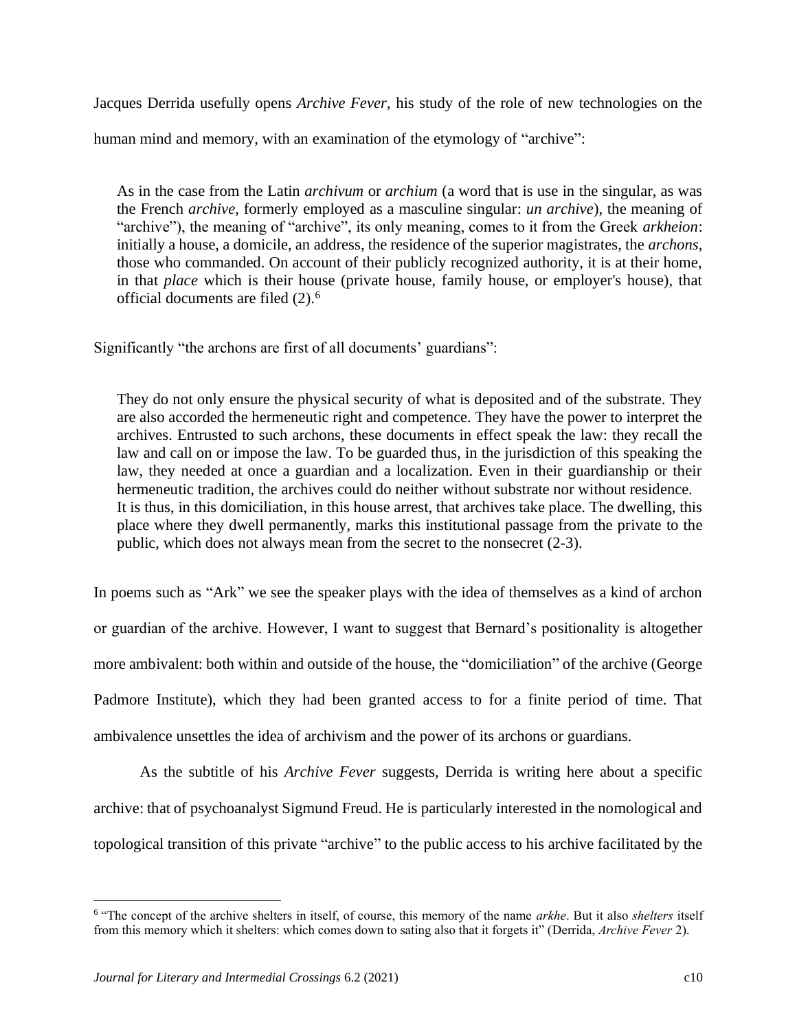Jacques Derrida usefully opens *Archive Fever*, his study of the role of new technologies on the human mind and memory, with an examination of the etymology of "archive":

> As in the case from the Latin *archivum* or *archium* (a word that is use in the singular, as was the French *archive*, formerly employed as a masculine singular: *un archive*), the meaning of "archive"), the meaning of "archive", its only meaning, comes to it from the Greek *arkheion*: initially a house, a domicile, an address, the residence of the superior magistrates, the *archons*, those who commanded. On account of their publicly recognized authority, it is at their home, in that *place* which is their house (private house, family house, or employer's house), that official documents are filed (2).[6]

Significantly "the archons are first of all documents' guardians":

> They do not only ensure the physical security of what is deposited and of the substrate. They are also accorded the hermeneutic right and competence. They have the power to interpret the archives. Entrusted to such archons, these documents in effect speak the law: they recall the law and call on or impose the law. To be guarded thus, in the jurisdiction of this speaking the law, they needed at once a guardian and a localization. Even in their guardianship or their hermeneutic tradition, the archives could do neither without substrate nor without residence.
> It is thus, in this domiciliation, in this house arrest, that archives take place. The dwelling, this place where they dwell permanently, marks this institutional passage from the private to the public, which does not always mean from the secret to the nonsecret (2-3).

In poems such as "Ark" we see the speaker plays with the idea of themselves as a kind of archon or guardian of the archive. However, I want to suggest that Bernard's positionality is altogether more ambivalent: both within and outside of the house, the "domiciliation" of the archive (George Padmore Institute), which they had been granted access to for a finite period of time. That ambivalence unsettles the idea of archivism and the power of its archons or guardians.

As the subtitle of his *Archive Fever* suggests, Derrida is writing here about a specific archive: that of psychoanalyst Sigmund Freud. He is particularly interested in the nomological and topological transition of this private "archive" to the public access to his archive facilitated by the

---

[6] "The concept of the archive shelters in itself, of course, this memory of the name *arkhe*. But it also *shelters* itself from this memory which it shelters: which comes down to sating also that it forgets it" (Derrida, *Archive Fever* 2).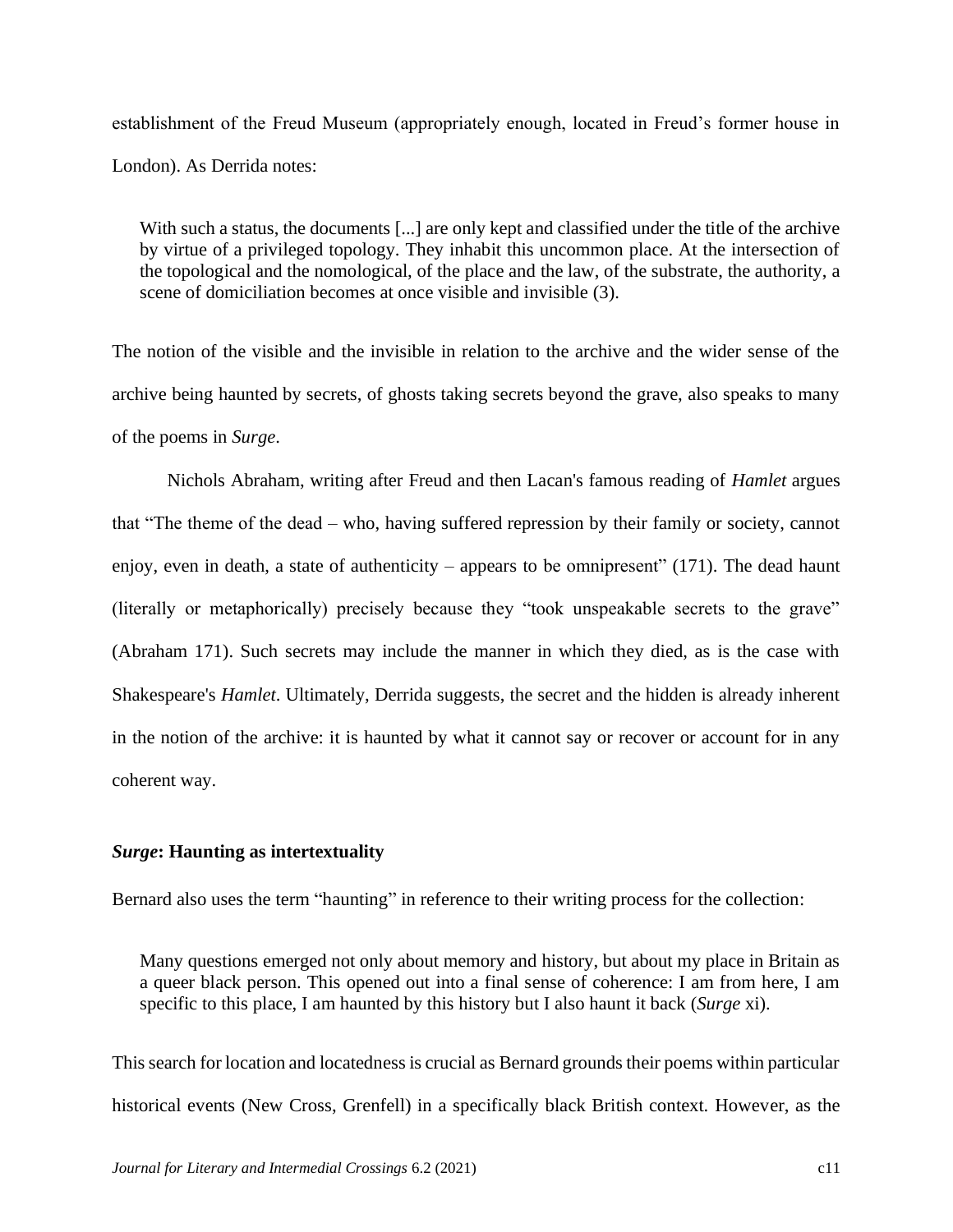establishment of the Freud Museum (appropriately enough, located in Freud's former house in London). As Derrida notes:

> With such a status, the documents [...] are only kept and classified under the title of the archive by virtue of a privileged topology. They inhabit this uncommon place. At the intersection of the topological and the nomological, of the place and the law, of the substrate, the authority, a scene of domiciliation becomes at once visible and invisible (3).

The notion of the visible and the invisible in relation to the archive and the wider sense of the archive being haunted by secrets, of ghosts taking secrets beyond the grave, also speaks to many of the poems in *Surge*.

Nichols Abraham, writing after Freud and then Lacan's famous reading of *Hamlet* argues that "The theme of the dead – who, having suffered repression by their family or society, cannot enjoy, even in death, a state of authenticity – appears to be omnipresent" (171). The dead haunt (literally or metaphorically) precisely because they "took unspeakable secrets to the grave" (Abraham 171). Such secrets may include the manner in which they died, as is the case with Shakespeare's *Hamlet*. Ultimately, Derrida suggests, the secret and the hidden is already inherent in the notion of the archive: it is haunted by what it cannot say or recover or account for in any coherent way.

### *Surge*: Haunting as intertextuality

Bernard also uses the term "haunting" in reference to their writing process for the collection:

> Many questions emerged not only about memory and history, but about my place in Britain as a queer black person. This opened out into a final sense of coherence: I am from here, I am specific to this place, I am haunted by this history but I also haunt it back (*Surge* xi).

This search for location and locatedness is crucial as Bernard grounds their poems within particular historical events (New Cross, Grenfell) in a specifically black British context. However, as the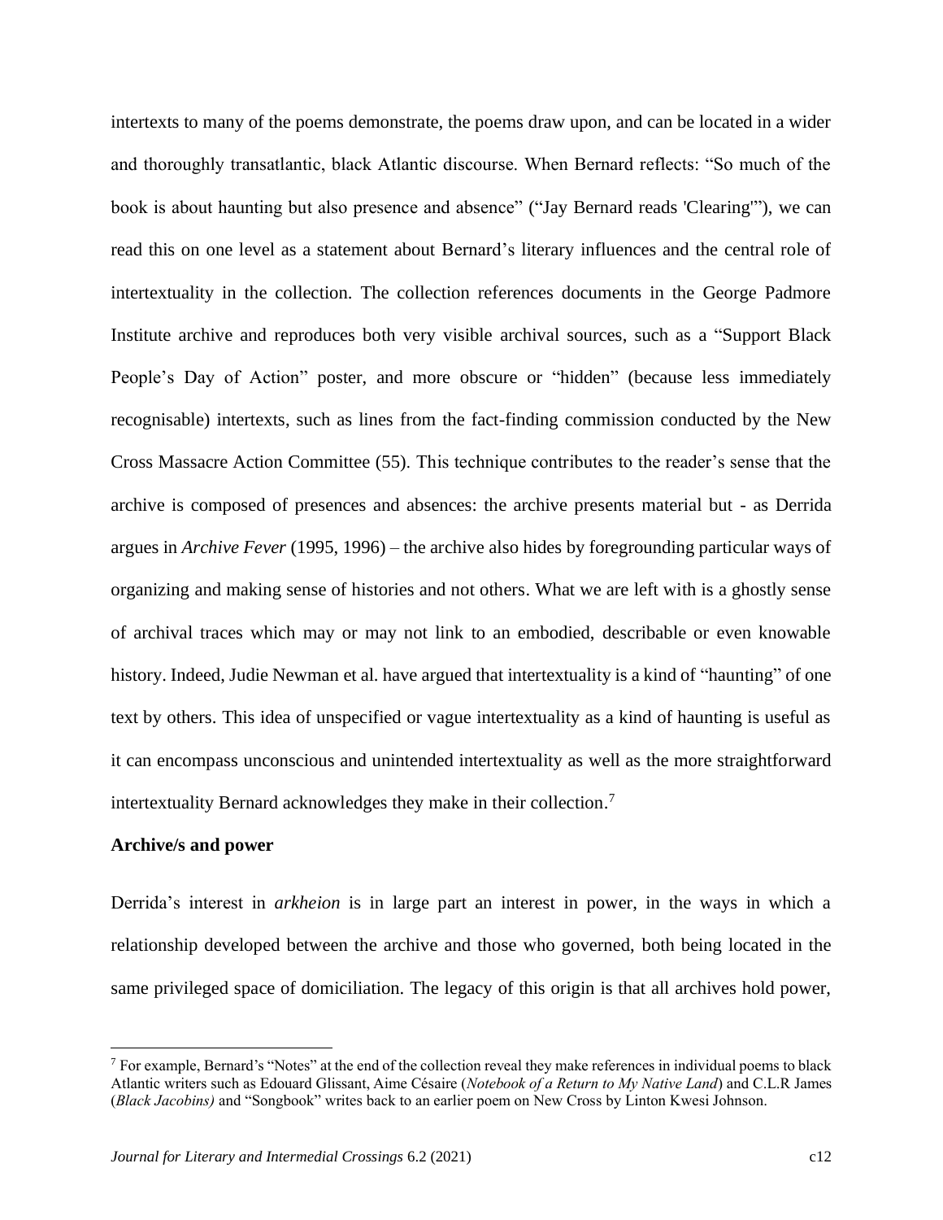intertexts to many of the poems demonstrate, the poems draw upon, and can be located in a wider and thoroughly transatlantic, black Atlantic discourse. When Bernard reflects: "So much of the book is about haunting but also presence and absence" ("Jay Bernard reads 'Clearing'"), we can read this on one level as a statement about Bernard's literary influences and the central role of intertextuality in the collection. The collection references documents in the George Padmore Institute archive and reproduces both very visible archival sources, such as a "Support Black People's Day of Action" poster, and more obscure or "hidden" (because less immediately recognisable) intertexts, such as lines from the fact-finding commission conducted by the New Cross Massacre Action Committee (55). This technique contributes to the reader's sense that the archive is composed of presences and absences: the archive presents material but - as Derrida argues in *Archive Fever* (1995, 1996) – the archive also hides by foregrounding particular ways of organizing and making sense of histories and not others. What we are left with is a ghostly sense of archival traces which may or may not link to an embodied, describable or even knowable history. Indeed, Judie Newman et al. have argued that intertextuality is a kind of "haunting" of one text by others. This idea of unspecified or vague intertextuality as a kind of haunting is useful as it can encompass unconscious and unintended intertextuality as well as the more straightforward intertextuality Bernard acknowledges they make in their collection.[7]

**Archive/s and power**

Derrida's interest in *arkheion* is in large part an interest in power, in the ways in which a relationship developed between the archive and those who governed, both being located in the same privileged space of domiciliation. The legacy of this origin is that all archives hold power,

[7] For example, Bernard's "Notes" at the end of the collection reveal they make references in individual poems to black Atlantic writers such as Edouard Glissant, Aime Césaire (*Notebook of a Return to My Native Land*) and C.L.R James (*Black Jacobins)* and "Songbook" writes back to an earlier poem on New Cross by Linton Kwesi Johnson.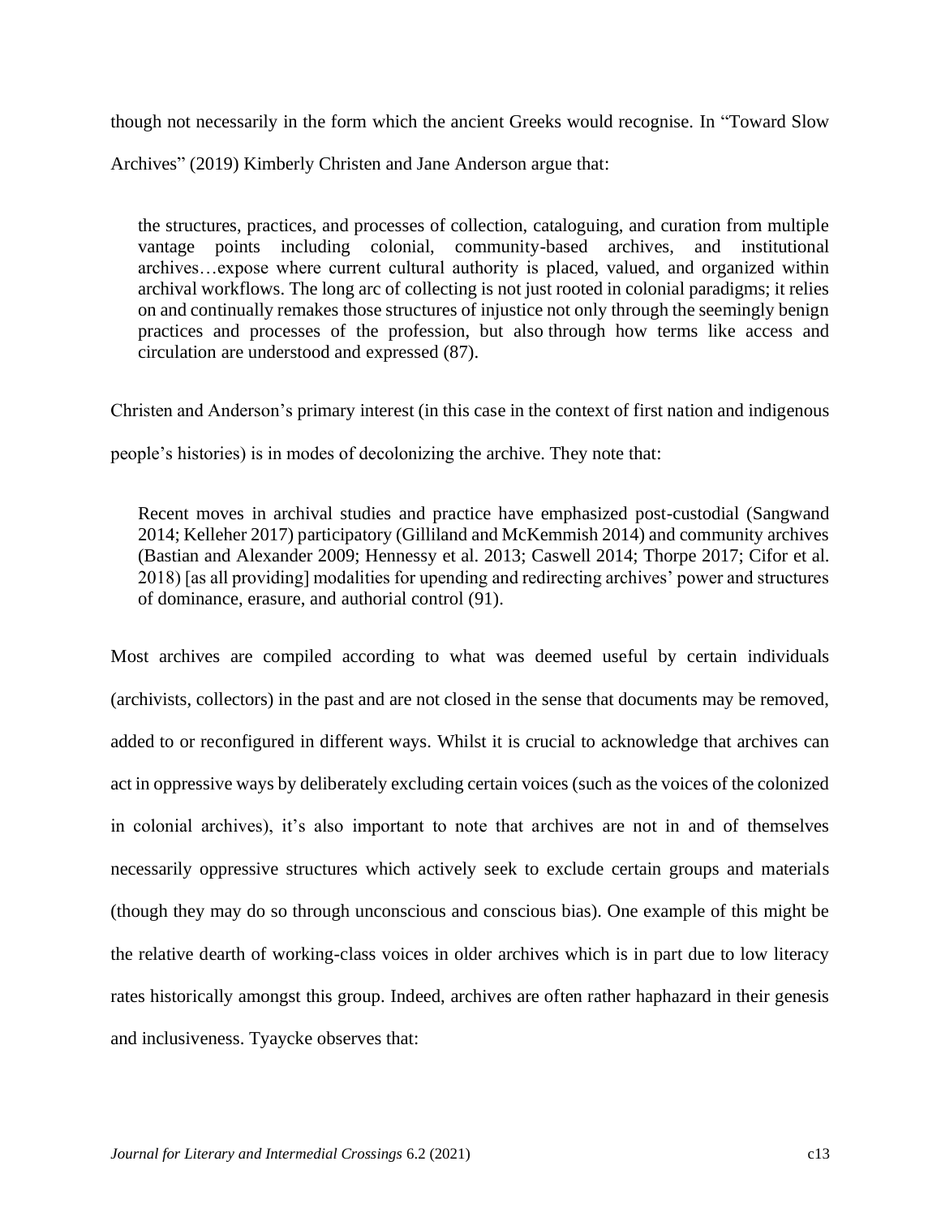though not necessarily in the form which the ancient Greeks would recognise. In "Toward Slow Archives" (2019) Kimberly Christen and Jane Anderson argue that:

> the structures, practices, and processes of collection, cataloguing, and curation from multiple vantage points including colonial, community-based archives, and institutional archives…expose where current cultural authority is placed, valued, and organized within archival workflows. The long arc of collecting is not just rooted in colonial paradigms; it relies on and continually remakes those structures of injustice not only through the seemingly benign practices and processes of the profession, but also through how terms like access and circulation are understood and expressed (87).

Christen and Anderson's primary interest (in this case in the context of first nation and indigenous people's histories) is in modes of decolonizing the archive. They note that:

> Recent moves in archival studies and practice have emphasized post-custodial (Sangwand 2014; Kelleher 2017) participatory (Gilliland and McKemmish 2014) and community archives (Bastian and Alexander 2009; Hennessy et al. 2013; Caswell 2014; Thorpe 2017; Cifor et al. 2018) [as all providing] modalities for upending and redirecting archives' power and structures of dominance, erasure, and authorial control (91).

Most archives are compiled according to what was deemed useful by certain individuals (archivists, collectors) in the past and are not closed in the sense that documents may be removed, added to or reconfigured in different ways. Whilst it is crucial to acknowledge that archives can act in oppressive ways by deliberately excluding certain voices (such as the voices of the colonized in colonial archives), it's also important to note that archives are not in and of themselves necessarily oppressive structures which actively seek to exclude certain groups and materials (though they may do so through unconscious and conscious bias). One example of this might be the relative dearth of working-class voices in older archives which is in part due to low literacy rates historically amongst this group. Indeed, archives are often rather haphazard in their genesis and inclusiveness. Tyaycke observes that: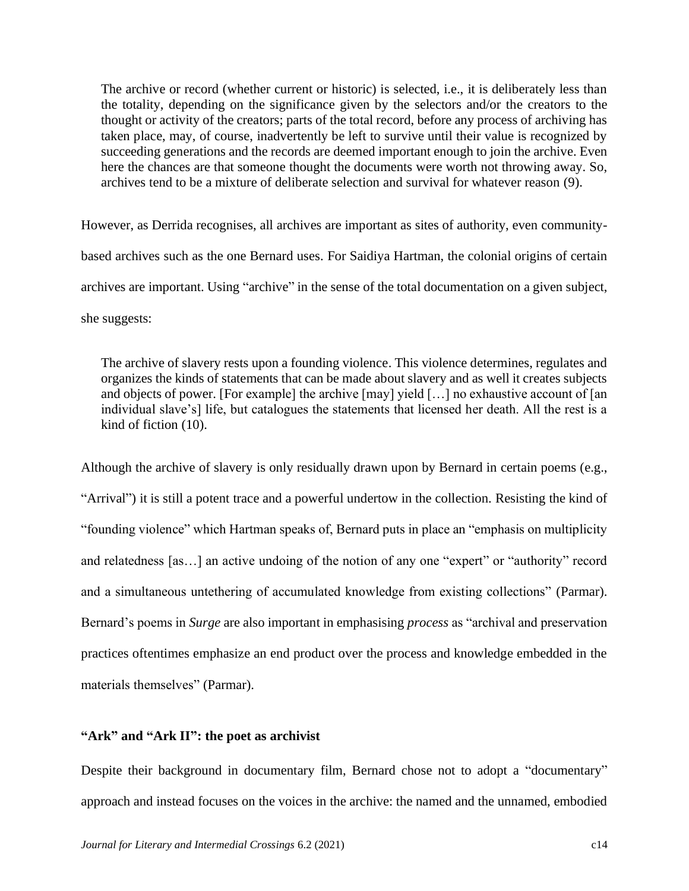> The archive or record (whether current or historic) is selected, i.e., it is deliberately less than the totality, depending on the significance given by the selectors and/or the creators to the thought or activity of the creators; parts of the total record, before any process of archiving has taken place, may, of course, inadvertently be left to survive until their value is recognized by succeeding generations and the records are deemed important enough to join the archive. Even here the chances are that someone thought the documents were worth not throwing away. So, archives tend to be a mixture of deliberate selection and survival for whatever reason (9).

However, as Derrida recognises, all archives are important as sites of authority, even community-based archives such as the one Bernard uses. For Saidiya Hartman, the colonial origins of certain archives are important. Using "archive" in the sense of the total documentation on a given subject, she suggests:

> The archive of slavery rests upon a founding violence. This violence determines, regulates and organizes the kinds of statements that can be made about slavery and as well it creates subjects and objects of power. [For example] the archive [may] yield […] no exhaustive account of [an individual slave's] life, but catalogues the statements that licensed her death. All the rest is a kind of fiction (10).

Although the archive of slavery is only residually drawn upon by Bernard in certain poems (e.g., "Arrival") it is still a potent trace and a powerful undertow in the collection. Resisting the kind of "founding violence" which Hartman speaks of, Bernard puts in place an "emphasis on multiplicity and relatedness [as…] an active undoing of the notion of any one "expert" or "authority" record and a simultaneous untethering of accumulated knowledge from existing collections" (Parmar). Bernard's poems in *Surge* are also important in emphasising *process* as "archival and preservation practices oftentimes emphasize an end product over the process and knowledge embedded in the materials themselves" (Parmar).

### "Ark" and "Ark II": the poet as archivist

Despite their background in documentary film, Bernard chose not to adopt a "documentary" approach and instead focuses on the voices in the archive: the named and the unnamed, embodied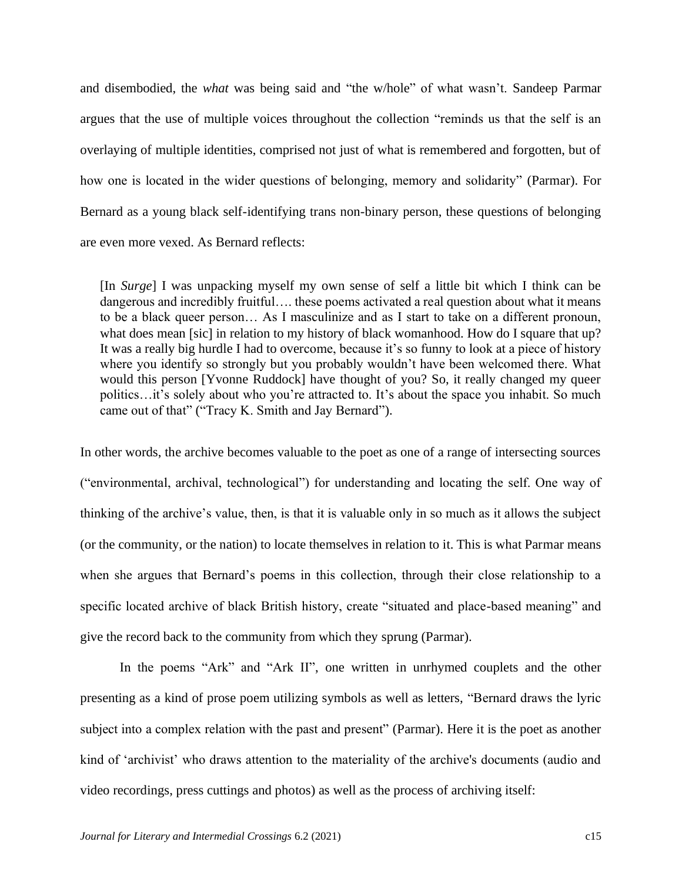and disembodied, the *what* was being said and "the w/hole" of what wasn't. Sandeep Parmar argues that the use of multiple voices throughout the collection "reminds us that the self is an overlaying of multiple identities, comprised not just of what is remembered and forgotten, but of how one is located in the wider questions of belonging, memory and solidarity" (Parmar). For Bernard as a young black self-identifying trans non-binary person, these questions of belonging are even more vexed. As Bernard reflects:

> [In *Surge*] I was unpacking myself my own sense of self a little bit which I think can be dangerous and incredibly fruitful…. these poems activated a real question about what it means to be a black queer person… As I masculinize and as I start to take on a different pronoun, what does mean [sic] in relation to my history of black womanhood. How do I square that up? It was a really big hurdle I had to overcome, because it's so funny to look at a piece of history where you identify so strongly but you probably wouldn't have been welcomed there. What would this person [Yvonne Ruddock] have thought of you? So, it really changed my queer politics…it's solely about who you're attracted to. It's about the space you inhabit. So much came out of that" ("Tracy K. Smith and Jay Bernard").

In other words, the archive becomes valuable to the poet as one of a range of intersecting sources ("environmental, archival, technological") for understanding and locating the self. One way of thinking of the archive's value, then, is that it is valuable only in so much as it allows the subject (or the community, or the nation) to locate themselves in relation to it. This is what Parmar means when she argues that Bernard's poems in this collection, through their close relationship to a specific located archive of black British history, create "situated and place-based meaning" and give the record back to the community from which they sprung (Parmar).

In the poems "Ark" and "Ark II", one written in unrhymed couplets and the other presenting as a kind of prose poem utilizing symbols as well as letters, "Bernard draws the lyric subject into a complex relation with the past and present" (Parmar). Here it is the poet as another kind of 'archivist' who draws attention to the materiality of the archive's documents (audio and video recordings, press cuttings and photos) as well as the process of archiving itself: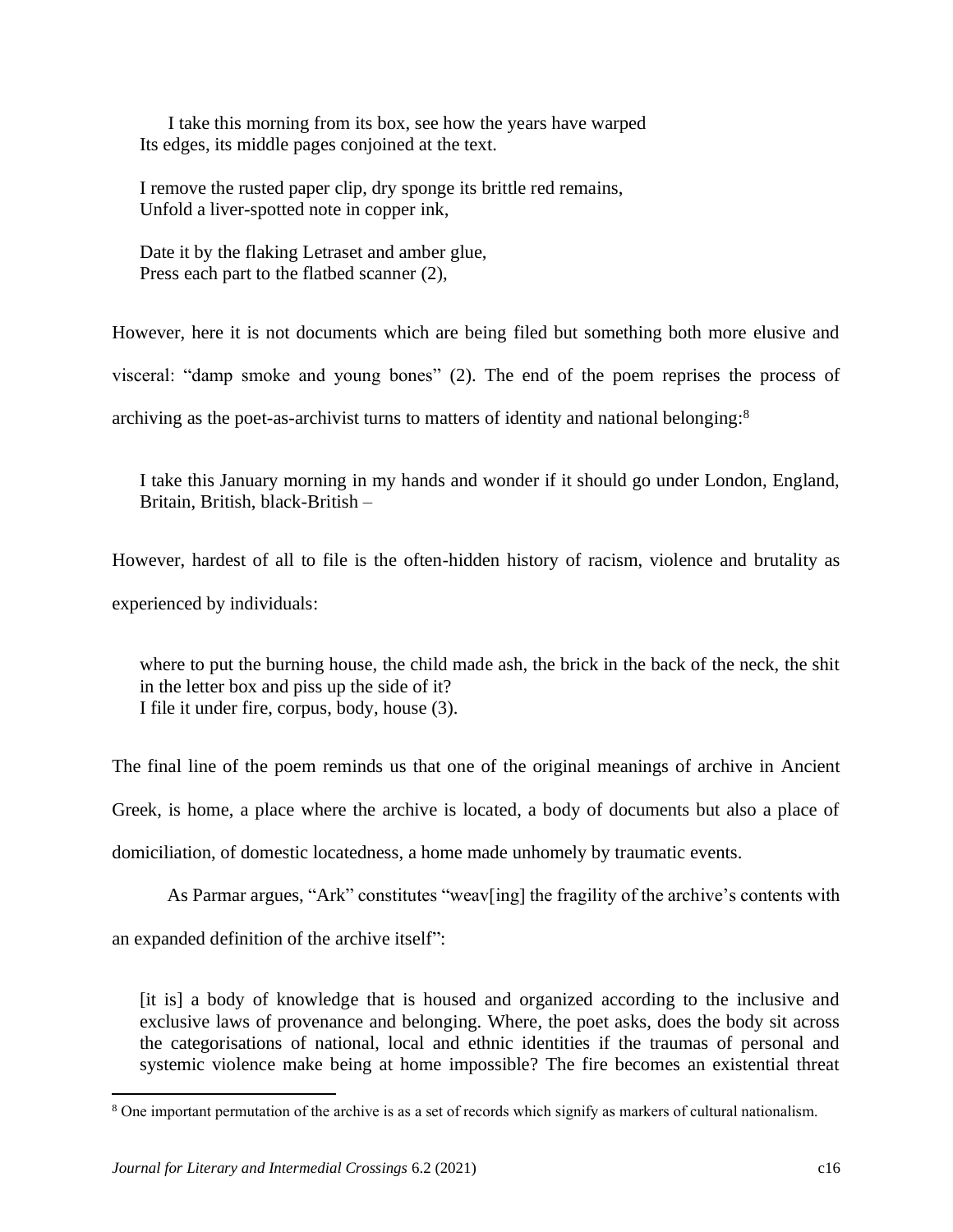> I take this morning from its box, see how the years have warped
> Its edges, its middle pages conjoined at the text.
>
> I remove the rusted paper clip, dry sponge its brittle red remains,
> Unfold a liver-spotted note in copper ink,
>
> Date it by the flaking Letraset and amber glue,
> Press each part to the flatbed scanner (2),

However, here it is not documents which are being filed but something both more elusive and visceral: "damp smoke and young bones" (2). The end of the poem reprises the process of archiving as the poet-as-archivist turns to matters of identity and national belonging:[8]

> I take this January morning in my hands and wonder if it should go under London, England, Britain, British, black-British –

However, hardest of all to file is the often-hidden history of racism, violence and brutality as experienced by individuals:

> where to put the burning house, the child made ash, the brick in the back of the neck, the shit in the letter box and piss up the side of it?
> I file it under fire, corpus, body, house (3).

The final line of the poem reminds us that one of the original meanings of archive in Ancient Greek, is home, a place where the archive is located, a body of documents but also a place of domiciliation, of domestic locatedness, a home made unhomely by traumatic events.

As Parmar argues, "Ark" constitutes "weav[ing] the fragility of the archive's contents with an expanded definition of the archive itself":

> [it is] a body of knowledge that is housed and organized according to the inclusive and exclusive laws of provenance and belonging. Where, the poet asks, does the body sit across the categorisations of national, local and ethnic identities if the traumas of personal and systemic violence make being at home impossible? The fire becomes an existential threat

[8] One important permutation of the archive is as a set of records which signify as markers of cultural nationalism.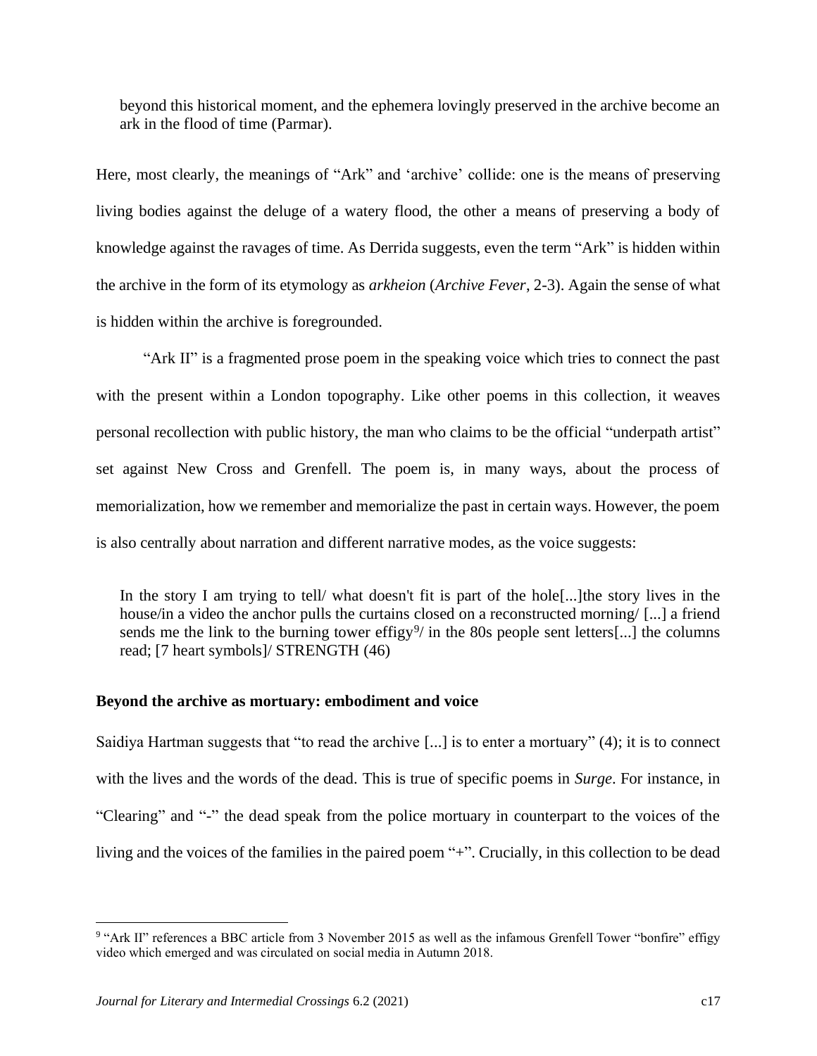> beyond this historical moment, and the ephemera lovingly preserved in the archive become an ark in the flood of time (Parmar).

Here, most clearly, the meanings of "Ark" and 'archive' collide: one is the means of preserving living bodies against the deluge of a watery flood, the other a means of preserving a body of knowledge against the ravages of time. As Derrida suggests, even the term "Ark" is hidden within the archive in the form of its etymology as *arkheion* (*Archive Fever*, 2-3). Again the sense of what is hidden within the archive is foregrounded.

"Ark II" is a fragmented prose poem in the speaking voice which tries to connect the past with the present within a London topography. Like other poems in this collection, it weaves personal recollection with public history, the man who claims to be the official "underpath artist" set against New Cross and Grenfell. The poem is, in many ways, about the process of memorialization, how we remember and memorialize the past in certain ways. However, the poem is also centrally about narration and different narrative modes, as the voice suggests:

> In the story I am trying to tell/ what doesn't fit is part of the hole[...]the story lives in the house/in a video the anchor pulls the curtains closed on a reconstructed morning/ [...] a friend sends me the link to the burning tower effigy[9]/ in the 80s people sent letters[...] the columns read; [7 heart symbols]/ STRENGTH (46)

## Beyond the archive as mortuary: embodiment and voice

Saidiya Hartman suggests that "to read the archive [...] is to enter a mortuary" (4); it is to connect with the lives and the words of the dead. This is true of specific poems in *Surge*. For instance, in "Clearing" and "-" the dead speak from the police mortuary in counterpart to the voices of the living and the voices of the families in the paired poem "+". Crucially, in this collection to be dead

---

[9] "Ark II" references a BBC article from 3 November 2015 as well as the infamous Grenfell Tower "bonfire" effigy video which emerged and was circulated on social media in Autumn 2018.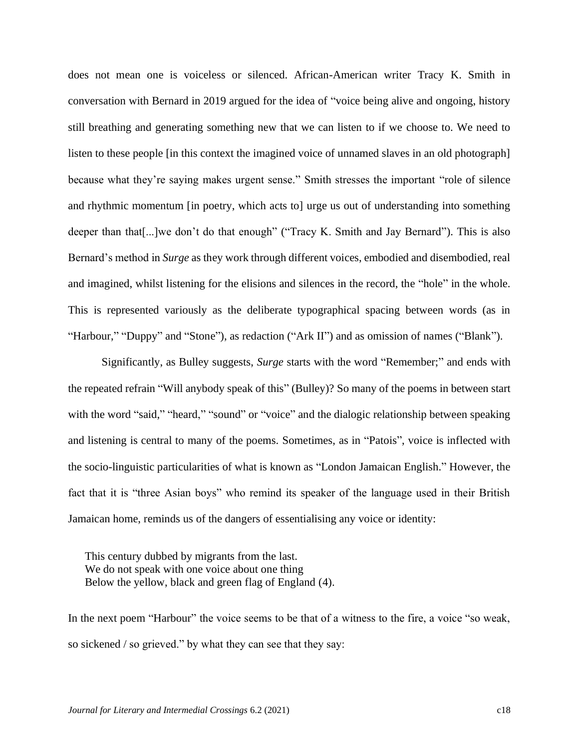does not mean one is voiceless or silenced. African-American writer Tracy K. Smith in conversation with Bernard in 2019 argued for the idea of "voice being alive and ongoing, history still breathing and generating something new that we can listen to if we choose to. We need to listen to these people [in this context the imagined voice of unnamed slaves in an old photograph] because what they're saying makes urgent sense." Smith stresses the important "role of silence and rhythmic momentum [in poetry, which acts to] urge us out of understanding into something deeper than that[...]we don't do that enough" ("Tracy K. Smith and Jay Bernard"). This is also Bernard's method in *Surge* as they work through different voices, embodied and disembodied, real and imagined, whilst listening for the elisions and silences in the record, the "hole" in the whole. This is represented variously as the deliberate typographical spacing between words (as in "Harbour," "Duppy" and "Stone"), as redaction ("Ark II") and as omission of names ("Blank").

Significantly, as Bulley suggests, *Surge* starts with the word "Remember;" and ends with the repeated refrain "Will anybody speak of this" (Bulley)? So many of the poems in between start with the word "said," "heard," "sound" or "voice" and the dialogic relationship between speaking and listening is central to many of the poems. Sometimes, as in "Patois", voice is inflected with the socio-linguistic particularities of what is known as "London Jamaican English." However, the fact that it is "three Asian boys" who remind its speaker of the language used in their British Jamaican home, reminds us of the dangers of essentialising any voice or identity:

> This century dubbed by migrants from the last.
> We do not speak with one voice about one thing
> Below the yellow, black and green flag of England (4).

In the next poem "Harbour" the voice seems to be that of a witness to the fire, a voice "so weak, so sickened / so grieved." by what they can see that they say: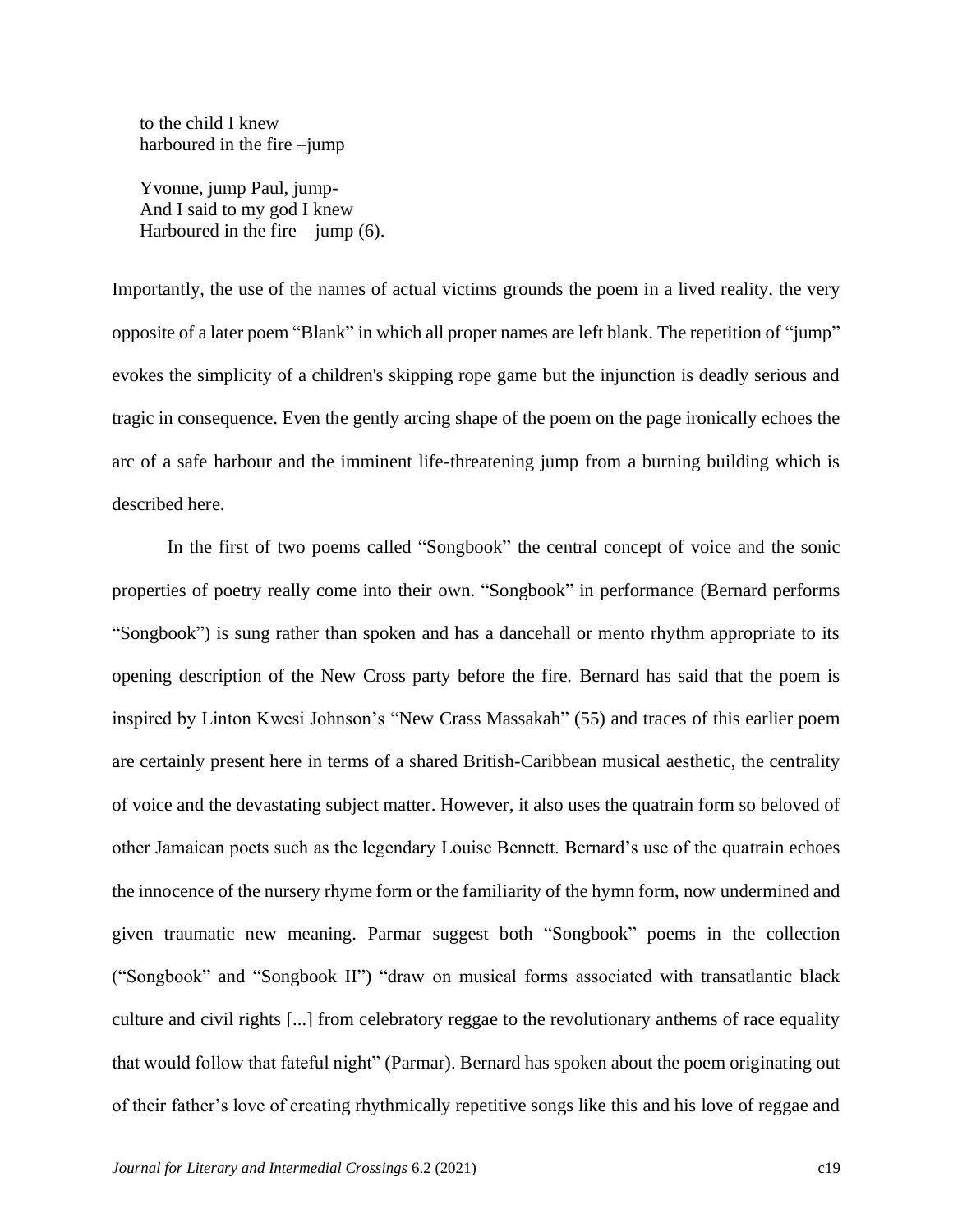to the child I knew  
harboured in the fire –jump

Yvonne, jump Paul, jump-  
And I said to my god I knew  
Harboured in the fire – jump (6).

Importantly, the use of the names of actual victims grounds the poem in a lived reality, the very opposite of a later poem "Blank" in which all proper names are left blank. The repetition of "jump" evokes the simplicity of a children's skipping rope game but the injunction is deadly serious and tragic in consequence. Even the gently arcing shape of the poem on the page ironically echoes the arc of a safe harbour and the imminent life-threatening jump from a burning building which is described here.

In the first of two poems called "Songbook" the central concept of voice and the sonic properties of poetry really come into their own. "Songbook" in performance (Bernard performs "Songbook") is sung rather than spoken and has a dancehall or mento rhythm appropriate to its opening description of the New Cross party before the fire. Bernard has said that the poem is inspired by Linton Kwesi Johnson's "New Crass Massakah" (55) and traces of this earlier poem are certainly present here in terms of a shared British-Caribbean musical aesthetic, the centrality of voice and the devastating subject matter. However, it also uses the quatrain form so beloved of other Jamaican poets such as the legendary Louise Bennett. Bernard's use of the quatrain echoes the innocence of the nursery rhyme form or the familiarity of the hymn form, now undermined and given traumatic new meaning. Parmar suggest both "Songbook" poems in the collection ("Songbook" and "Songbook II") "draw on musical forms associated with transatlantic black culture and civil rights [...] from celebratory reggae to the revolutionary anthems of race equality that would follow that fateful night" (Parmar). Bernard has spoken about the poem originating out of their father's love of creating rhythmically repetitive songs like this and his love of reggae and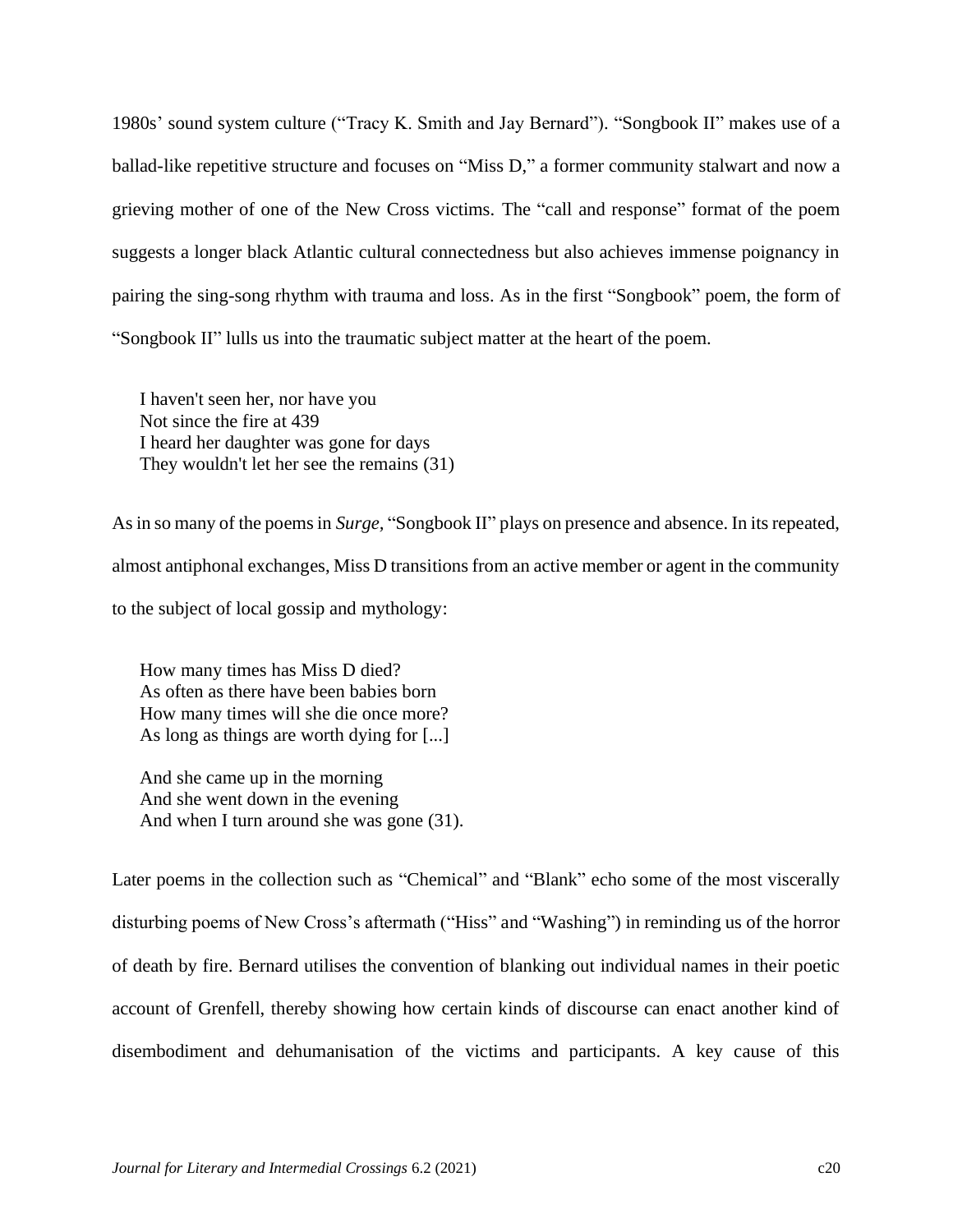1980s' sound system culture ("Tracy K. Smith and Jay Bernard"). "Songbook II" makes use of a ballad-like repetitive structure and focuses on "Miss D," a former community stalwart and now a grieving mother of one of the New Cross victims. The "call and response" format of the poem suggests a longer black Atlantic cultural connectedness but also achieves immense poignancy in pairing the sing-song rhythm with trauma and loss. As in the first "Songbook" poem, the form of "Songbook II" lulls us into the traumatic subject matter at the heart of the poem.

> I haven't seen her, nor have you  
> Not since the fire at 439  
> I heard her daughter was gone for days  
> They wouldn't let her see the remains (31)

As in so many of the poems in *Surge*, "Songbook II" plays on presence and absence. In its repeated, almost antiphonal exchanges, Miss D transitions from an active member or agent in the community to the subject of local gossip and mythology:

> How many times has Miss D died?  
> As often as there have been babies born  
> How many times will she die once more?  
> As long as things are worth dying for [...]
>
> And she came up in the morning  
> And she went down in the evening  
> And when I turn around she was gone (31).

Later poems in the collection such as "Chemical" and "Blank" echo some of the most viscerally disturbing poems of New Cross's aftermath ("Hiss" and "Washing") in reminding us of the horror of death by fire. Bernard utilises the convention of blanking out individual names in their poetic account of Grenfell, thereby showing how certain kinds of discourse can enact another kind of disembodiment and dehumanisation of the victims and participants. A key cause of this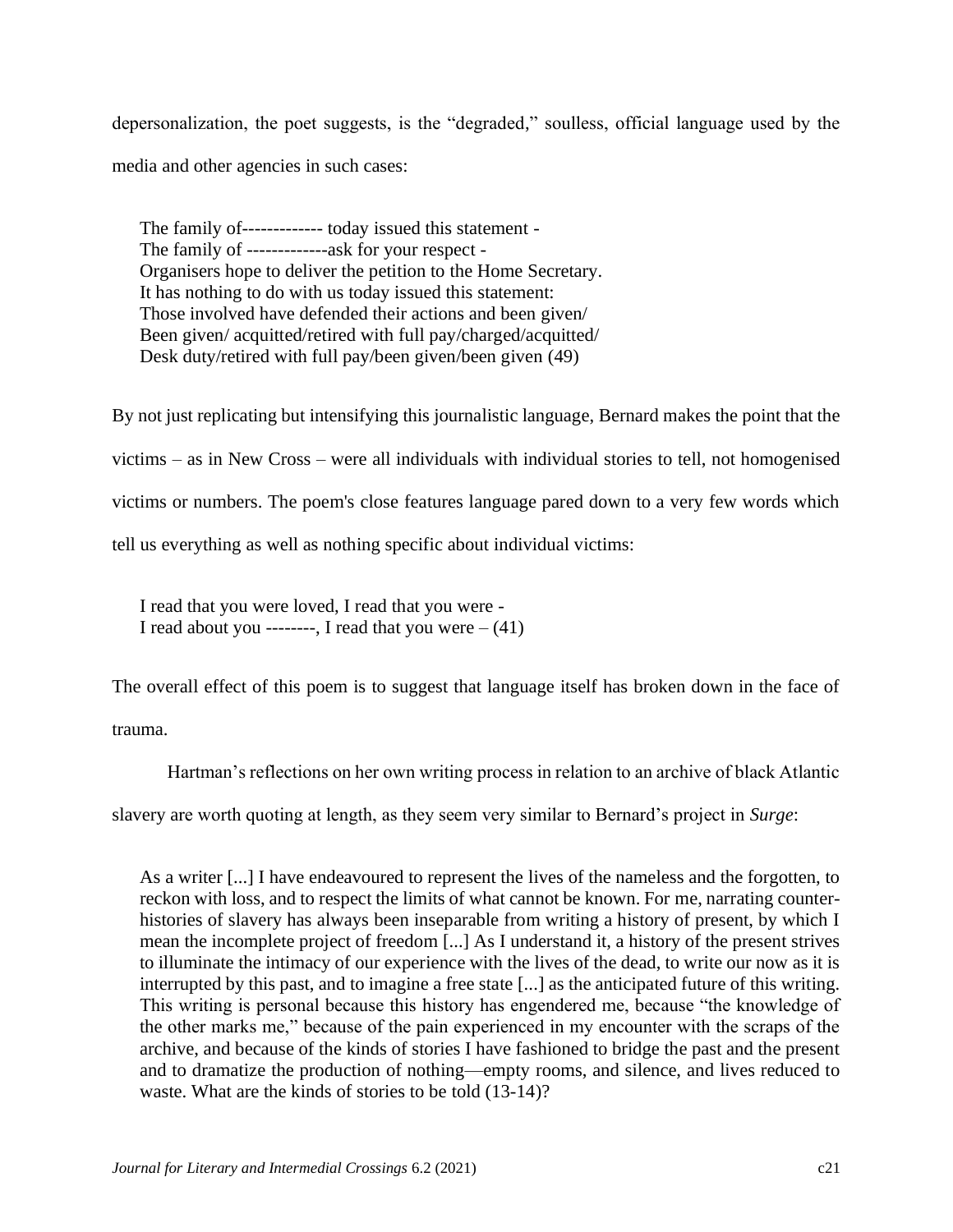depersonalization, the poet suggests, is the "degraded," soulless, official language used by the media and other agencies in such cases:

> The family of------------- today issued this statement -
> The family of -------------ask for your respect -
> Organisers hope to deliver the petition to the Home Secretary.
> It has nothing to do with us today issued this statement:
> Those involved have defended their actions and been given/
> Been given/ acquitted/retired with full pay/charged/acquitted/
> Desk duty/retired with full pay/been given/been given (49)

By not just replicating but intensifying this journalistic language, Bernard makes the point that the victims – as in New Cross – were all individuals with individual stories to tell, not homogenised victims or numbers. The poem's close features language pared down to a very few words which tell us everything as well as nothing specific about individual victims:

> I read that you were loved, I read that you were -
> I read about you --------, I read that you were – (41)

The overall effect of this poem is to suggest that language itself has broken down in the face of trauma.

Hartman's reflections on her own writing process in relation to an archive of black Atlantic slavery are worth quoting at length, as they seem very similar to Bernard's project in *Surge*:

> As a writer [...] I have endeavoured to represent the lives of the nameless and the forgotten, to reckon with loss, and to respect the limits of what cannot be known. For me, narrating counter-histories of slavery has always been inseparable from writing a history of present, by which I mean the incomplete project of freedom [...] As I understand it, a history of the present strives to illuminate the intimacy of our experience with the lives of the dead, to write our now as it is interrupted by this past, and to imagine a free state [...] as the anticipated future of this writing. This writing is personal because this history has engendered me, because "the knowledge of the other marks me," because of the pain experienced in my encounter with the scraps of the archive, and because of the kinds of stories I have fashioned to bridge the past and the present and to dramatize the production of nothing—empty rooms, and silence, and lives reduced to waste. What are the kinds of stories to be told (13-14)?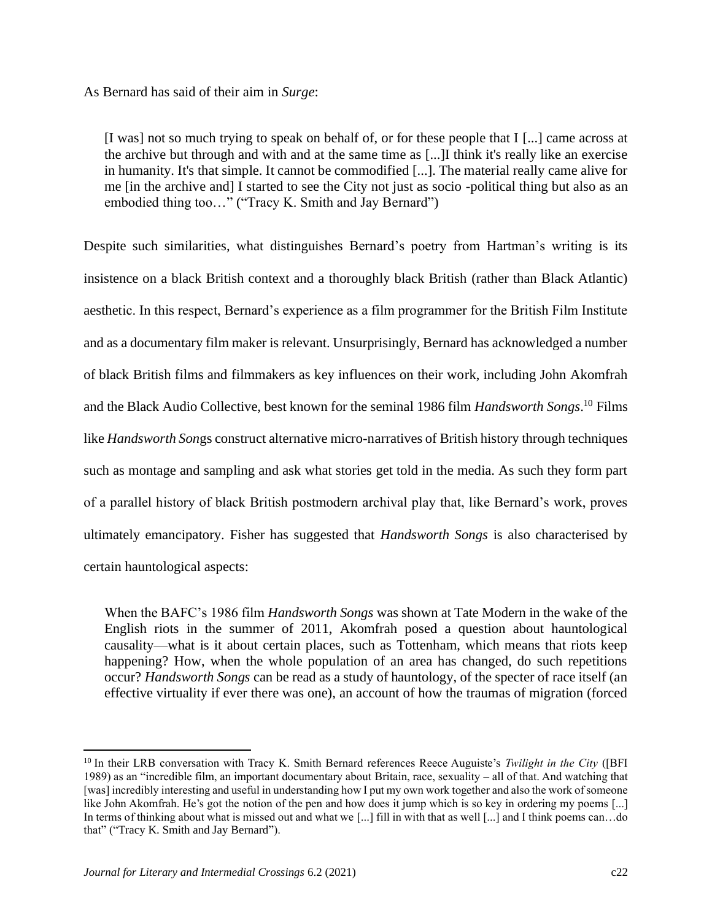As Bernard has said of their aim in *Surge*:

> [I was] not so much trying to speak on behalf of, or for these people that I [...] came across at the archive but through and with and at the same time as [...]I think it's really like an exercise in humanity. It's that simple. It cannot be commodified [...]. The material really came alive for me [in the archive and] I started to see the City not just as socio -political thing but also as an embodied thing too…" ("Tracy K. Smith and Jay Bernard")

Despite such similarities, what distinguishes Bernard's poetry from Hartman's writing is its insistence on a black British context and a thoroughly black British (rather than Black Atlantic) aesthetic. In this respect, Bernard's experience as a film programmer for the British Film Institute and as a documentary film maker is relevant. Unsurprisingly, Bernard has acknowledged a number of black British films and filmmakers as key influences on their work, including John Akomfrah and the Black Audio Collective, best known for the seminal 1986 film *Handsworth Songs*.[10] Films like *Handsworth Son*gs construct alternative micro-narratives of British history through techniques such as montage and sampling and ask what stories get told in the media. As such they form part of a parallel history of black British postmodern archival play that, like Bernard's work, proves ultimately emancipatory. Fisher has suggested that *Handsworth Songs* is also characterised by certain hauntological aspects:

> When the BAFC's 1986 film *Handsworth Songs* was shown at Tate Modern in the wake of the English riots in the summer of 2011, Akomfrah posed a question about hauntological causality—what is it about certain places, such as Tottenham, which means that riots keep happening? How, when the whole population of an area has changed, do such repetitions occur? *Handsworth Songs* can be read as a study of hauntology, of the specter of race itself (an effective virtuality if ever there was one), an account of how the traumas of migration (forced

---

[10] In their LRB conversation with Tracy K. Smith Bernard references Reece Auguiste's *Twilight in the City* ([BFI 1989) as an "incredible film, an important documentary about Britain, race, sexuality – all of that. And watching that [was] incredibly interesting and useful in understanding how I put my own work together and also the work of someone like John Akomfrah. He's got the notion of the pen and how does it jump which is so key in ordering my poems [...] In terms of thinking about what is missed out and what we [...] fill in with that as well [...] and I think poems can…do that" ("Tracy K. Smith and Jay Bernard").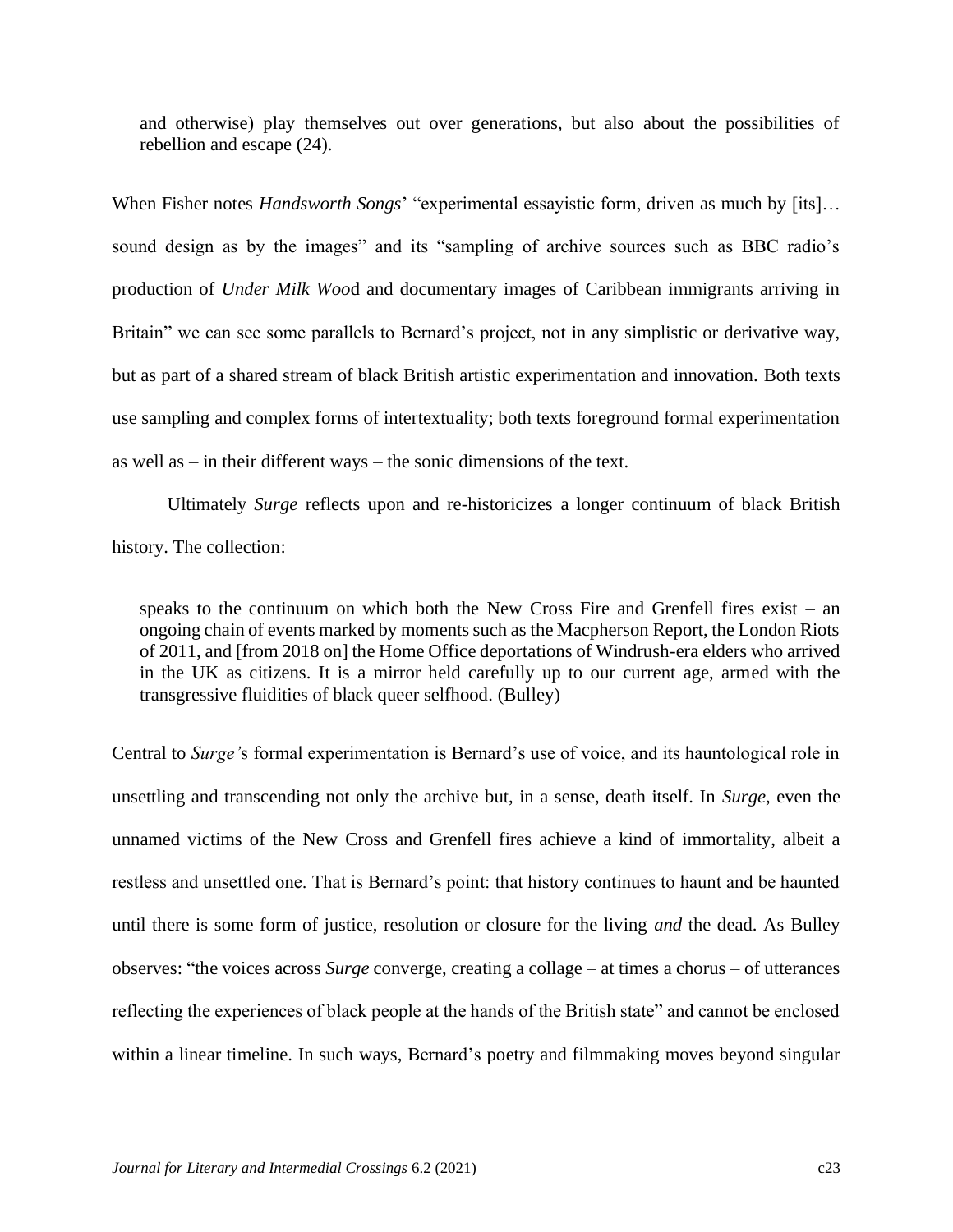> and otherwise) play themselves out over generations, but also about the possibilities of rebellion and escape (24).

When Fisher notes *Handsworth Songs*' "experimental essayistic form, driven as much by [its]… sound design as by the images" and its "sampling of archive sources such as BBC radio's production of *Under Milk Woo*d and documentary images of Caribbean immigrants arriving in Britain" we can see some parallels to Bernard's project, not in any simplistic or derivative way, but as part of a shared stream of black British artistic experimentation and innovation. Both texts use sampling and complex forms of intertextuality; both texts foreground formal experimentation as well as – in their different ways – the sonic dimensions of the text.

Ultimately *Surge* reflects upon and re-historicizes a longer continuum of black British history. The collection:

> speaks to the continuum on which both the New Cross Fire and Grenfell fires exist – an ongoing chain of events marked by moments such as the Macpherson Report, the London Riots of 2011, and [from 2018 on] the Home Office deportations of Windrush-era elders who arrived in the UK as citizens. It is a mirror held carefully up to our current age, armed with the transgressive fluidities of black queer selfhood. (Bulley)

Central to *Surge'*s formal experimentation is Bernard's use of voice, and its hauntological role in unsettling and transcending not only the archive but, in a sense, death itself. In *Surge*, even the unnamed victims of the New Cross and Grenfell fires achieve a kind of immortality, albeit a restless and unsettled one. That is Bernard's point: that history continues to haunt and be haunted until there is some form of justice, resolution or closure for the living *and* the dead. As Bulley observes: "the voices across *Surge* converge, creating a collage – at times a chorus – of utterances reflecting the experiences of black people at the hands of the British state" and cannot be enclosed within a linear timeline. In such ways, Bernard's poetry and filmmaking moves beyond singular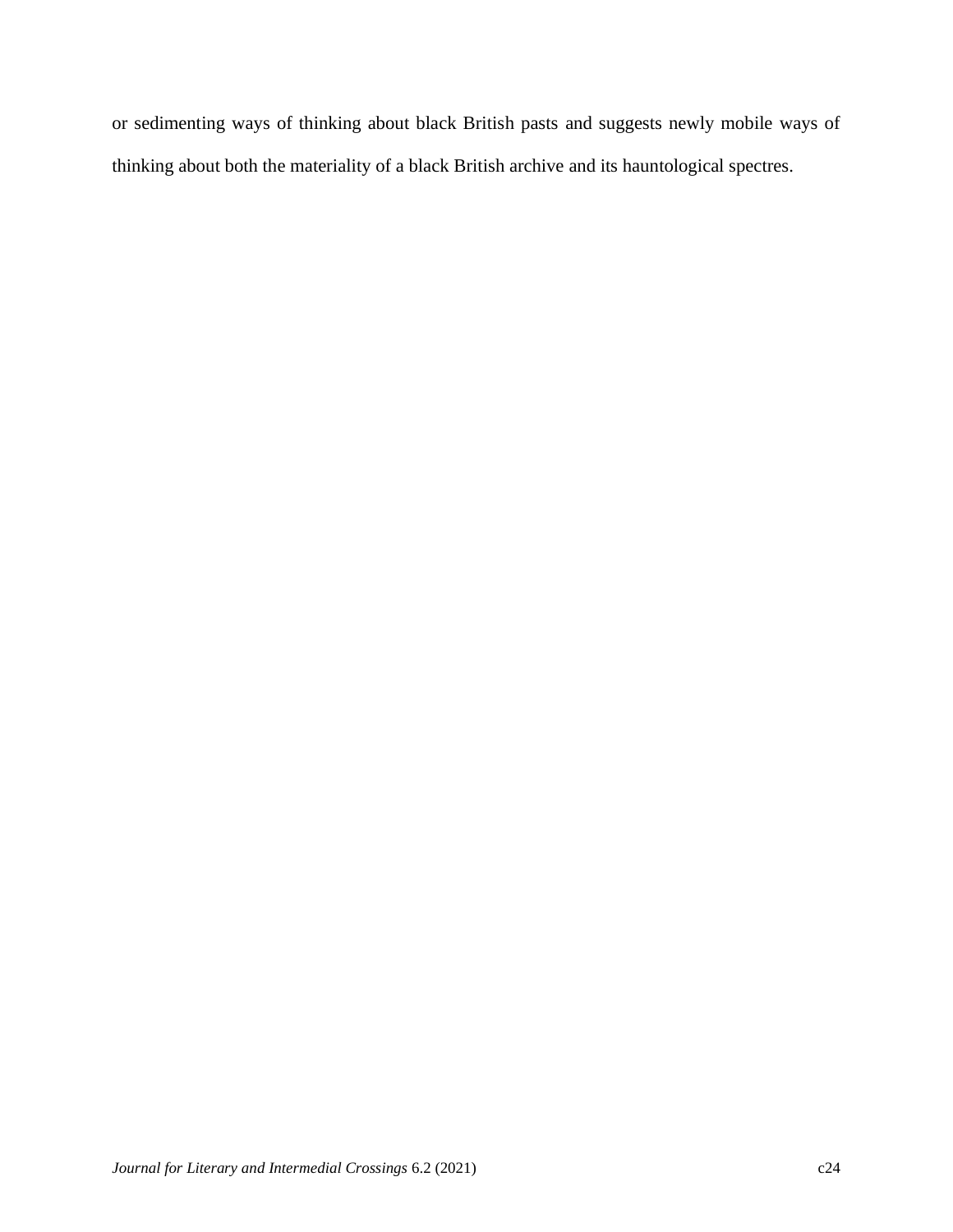or sedimenting ways of thinking about black British pasts and suggests newly mobile ways of thinking about both the materiality of a black British archive and its hauntological spectres.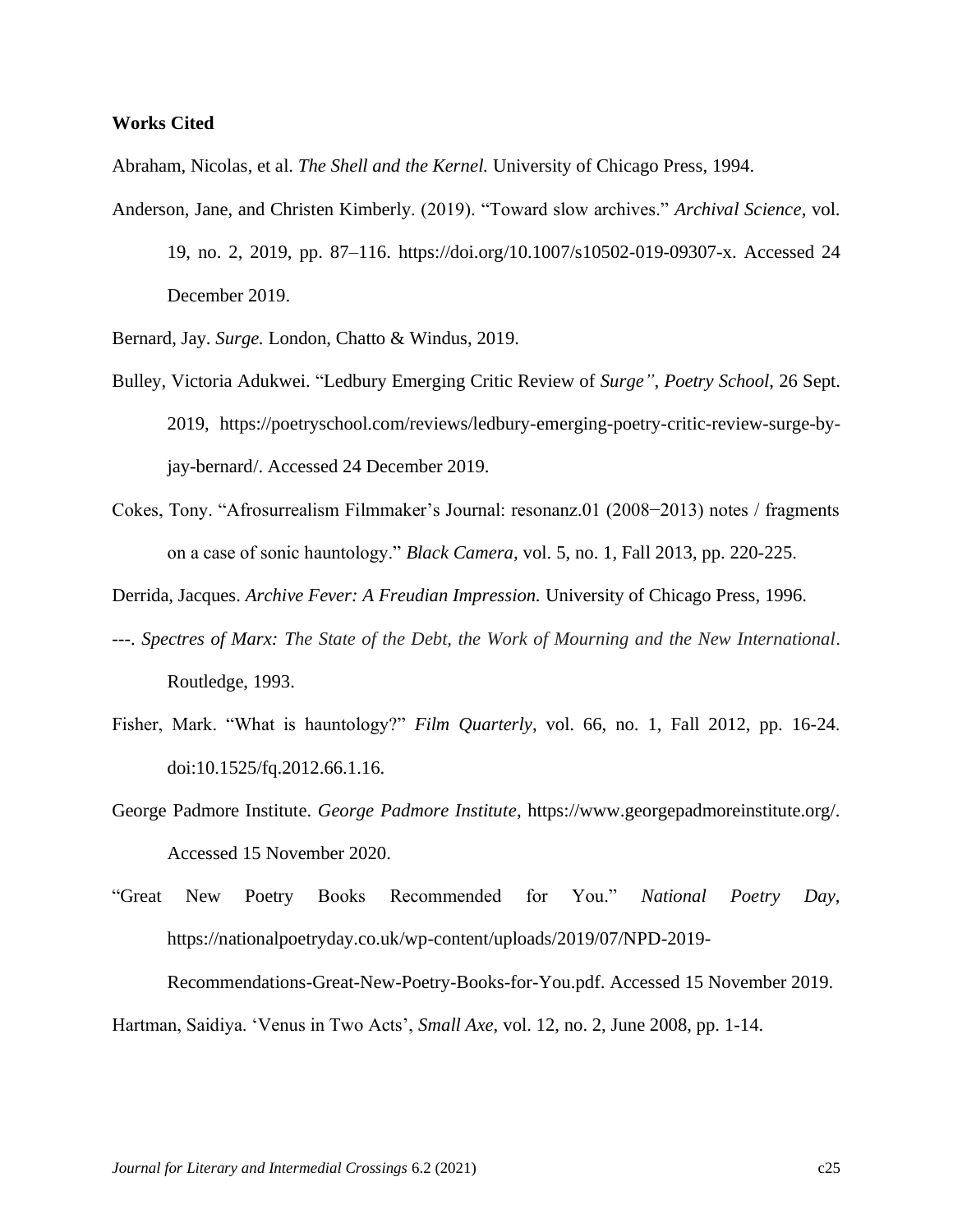**Works Cited**

Abraham, Nicolas, et al. *The Shell and the Kernel.* University of Chicago Press, 1994.

Anderson, Jane, and Christen Kimberly. (2019). "Toward slow archives." *Archival Science*, vol. 19, no. 2, 2019, pp. 87–116. https://doi.org/10.1007/s10502-019-09307-x. Accessed 24 December 2019.

Bernard, Jay. *Surge.* London, Chatto & Windus, 2019.

Bulley, Victoria Adukwei. "Ledbury Emerging Critic Review of *Surge"*, *Poetry School*, 26 Sept. 2019, https://poetryschool.com/reviews/ledbury-emerging-poetry-critic-review-surge-by-jay-bernard/. Accessed 24 December 2019.

Cokes, Tony. "Afrosurrealism Filmmaker's Journal: resonanz.01 (2008−2013) notes / fragments on a case of sonic hauntology." *Black Camera,* vol. 5, no. 1, Fall 2013, pp. 220-225.

Derrida, Jacques. *Archive Fever: A Freudian Impression.* University of Chicago Press, 1996.

---. *Spectres of Marx: The State of the Debt, the Work of Mourning and the New International*. Routledge, 1993.

Fisher, Mark. "What is hauntology?" *Film Quarterly*, vol. 66, no. 1, Fall 2012, pp. 16-24. doi:10.1525/fq.2012.66.1.16.

George Padmore Institute. *George Padmore Institute*, https://www.georgepadmoreinstitute.org/. Accessed 15 November 2020.

"Great New Poetry Books Recommended for You." *National Poetry Day*, https://nationalpoetryday.co.uk/wp-content/uploads/2019/07/NPD-2019-Recommendations-Great-New-Poetry-Books-for-You.pdf. Accessed 15 November 2019.

Hartman, Saidiya. 'Venus in Two Acts', *Small Axe*, vol. 12, no. 2, June 2008, pp. 1-14.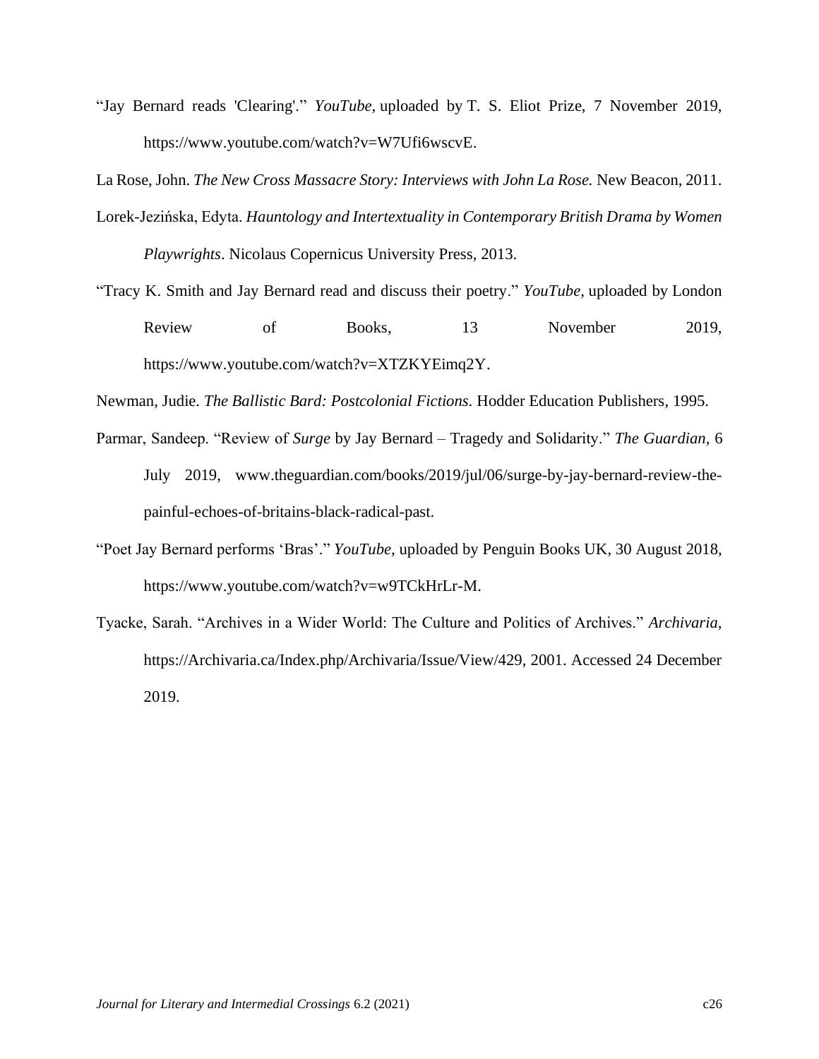"Jay Bernard reads 'Clearing'." *YouTube,* uploaded by T. S. Eliot Prize, 7 November 2019, https://www.youtube.com/watch?v=W7Ufi6wscvE.

La Rose, John. *The New Cross Massacre Story: Interviews with John La Rose.* New Beacon, 2011.

Lorek-Jezińska, Edyta. *Hauntology and Intertextuality in Contemporary British Drama by Women Playwrights*. Nicolaus Copernicus University Press, 2013.

"Tracy K. Smith and Jay Bernard read and discuss their poetry." *YouTube,* uploaded by London Review of Books, 13 November 2019, https://www.youtube.com/watch?v=XTZKYEimq2Y.

Newman, Judie. *The Ballistic Bard: Postcolonial Fictions.* Hodder Education Publishers, 1995.

Parmar, Sandeep. "Review of *Surge* by Jay Bernard – Tragedy and Solidarity." *The Guardian,* 6 July 2019, www.theguardian.com/books/2019/jul/06/surge-by-jay-bernard-review-the-painful-echoes-of-britains-black-radical-past.

"Poet Jay Bernard performs 'Bras'." *YouTube,* uploaded by Penguin Books UK, 30 August 2018, https://www.youtube.com/watch?v=w9TCkHrLr-M.

Tyacke, Sarah. "Archives in a Wider World: The Culture and Politics of Archives." *Archivaria,* https://Archivaria.ca/Index.php/Archivaria/Issue/View/429, 2001. Accessed 24 December 2019.